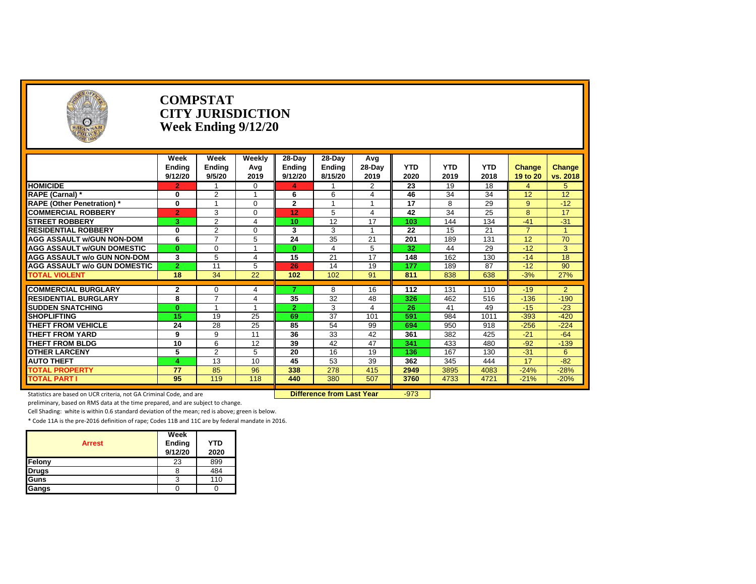# COMPSTAT
## CITY JURISDICTION
## Week Ending 9/12/20

| | Week Ending 9/12/20 | Week Ending 9/5/20 | Weekly Avg 2019 | 28-Day Ending 9/12/20 | 28-Day Ending 8/15/20 | Avg 28-Day 2019 | YTD 2020 | YTD 2019 | YTD 2018 | Change 19 to 20 | Change vs. 2018 |
|---|---|---|---|---|---|---|---|---|---|---|---|
| HOMICIDE | 2 | 1 | 0 | 4 | 1 | 2 | 23 | 19 | 18 | 4 | 5 |
| RAPE (Carnal) * | 0 | 2 | 1 | 6 | 6 | 4 | 46 | 34 | 34 | 12 | 12 |
| RAPE (Other Penetration) * | 0 | 1 | 0 | 2 | 1 | 1 | 17 | 8 | 29 | 9 | -12 |
| COMMERCIAL ROBBERY | 2 | 3 | 0 | 12 | 5 | 4 | 42 | 34 | 25 | 8 | 17 |
| STREET ROBBERY | 3 | 2 | 4 | 10 | 12 | 17 | 103 | 144 | 134 | -41 | -31 |
| RESIDENTIAL ROBBERY | 0 | 2 | 0 | 3 | 3 | 1 | 22 | 15 | 21 | 7 | 1 |
| AGG ASSAULT w/GUN NON-DOM | 6 | 7 | 5 | 24 | 35 | 21 | 201 | 189 | 131 | 12 | 70 |
| AGG ASSAULT w/GUN DOMESTIC | 0 | 0 | 1 | 0 | 4 | 5 | 32 | 44 | 29 | -12 | 3 |
| AGG ASSAULT w/o GUN NON-DOM | 3 | 5 | 4 | 15 | 21 | 17 | 148 | 162 | 130 | -14 | 18 |
| AGG ASSAULT w/o GUN DOMESTIC | 2 | 11 | 5 | 26 | 14 | 19 | 177 | 189 | 87 | -12 | 90 |
| TOTAL VIOLENT | 18 | 34 | 22 | 102 | 102 | 91 | 811 | 838 | 638 | -3% | 27% |
| COMMERCIAL BURGLARY | 2 | 0 | 4 | 7 | 8 | 16 | 112 | 131 | 110 | -19 | 2 |
| RESIDENTIAL BURGLARY | 8 | 7 | 4 | 35 | 32 | 48 | 326 | 462 | 516 | -136 | -190 |
| SUDDEN SNATCHING | 0 | 1 | 1 | 2 | 3 | 4 | 26 | 41 | 49 | -15 | -23 |
| SHOPLIFTING | 15 | 19 | 25 | 69 | 37 | 101 | 591 | 984 | 1011 | -393 | -420 |
| THEFT FROM VEHICLE | 24 | 28 | 25 | 85 | 54 | 99 | 694 | 950 | 918 | -256 | -224 |
| THEFT FROM YARD | 9 | 9 | 11 | 36 | 33 | 42 | 361 | 382 | 425 | -21 | -64 |
| THEFT FROM BLDG | 10 | 6 | 12 | 39 | 42 | 47 | 341 | 433 | 480 | -92 | -139 |
| OTHER LARCENY | 5 | 2 | 5 | 20 | 16 | 19 | 136 | 167 | 130 | -31 | 6 |
| AUTO THEFT | 4 | 13 | 10 | 45 | 53 | 39 | 362 | 345 | 444 | 17 | -82 |
| TOTAL PROPERTY | 77 | 85 | 96 | 338 | 278 | 415 | 2949 | 3895 | 4083 | -24% | -28% |
| TOTAL PART I | 95 | 119 | 118 | 440 | 380 | 507 | 3760 | 4733 | 4721 | -21% | -20% |

**Difference from Last Year** -973

Statistics are based on UCR criteria, not GA Criminal Code, and are preliminary, based on RMS data at the time prepared, and are subject to change.

Cell Shading: white is within 0.6 standard deviation of the mean; red is above; green is below.

* Code 11A is the pre-2016 definition of rape; Codes 11B and 11C are by federal mandate in 2016.

| Arrest | Week Ending 9/12/20 | YTD 2020 |
|---|---|---|
| Felony | 23 | 899 |
| Drugs | 8 | 484 |
| Guns | 3 | 110 |
| Gangs | 0 | 0 |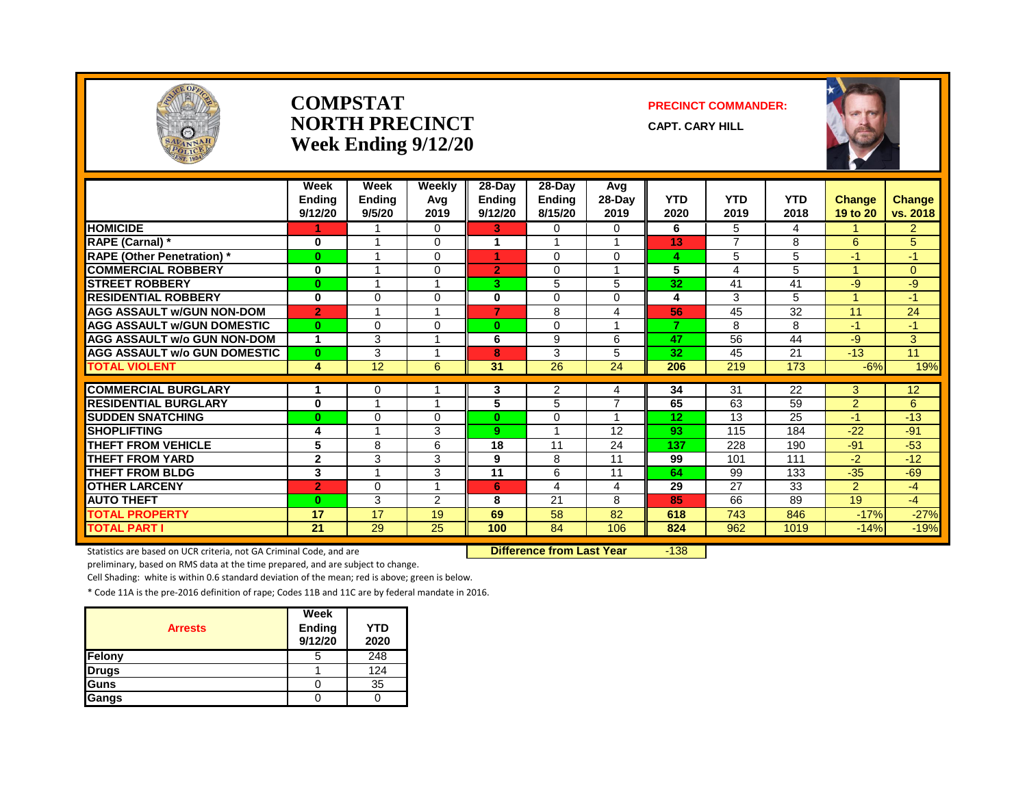# COMPSTAT
# NORTH PRECINCT
# Week Ending 9/12/20

**PRECINCT COMMANDER:**

**CAPT. CARY HILL**

| | Week Ending 9/12/20 | Week Ending 9/5/20 | Weekly Avg 2019 | 28-Day Ending 9/12/20 | 28-Day Ending 8/15/20 | Avg 28-Day 2019 | YTD 2020 | YTD 2019 | YTD 2018 | Change 19 to 20 | Change vs. 2018 |
|---|---|---|---|---|---|---|---|---|---|---|---|
| HOMICIDE | 1 | 1 | 0 | 3 | 0 | 0 | 6 | 5 | 4 | 1 | 2 |
| RAPE (Carnal) * | 0 | 1 | 0 | 1 | 1 | 1 | 13 | 7 | 8 | 6 | 5 |
| RAPE (Other Penetration) * | 0 | 1 | 0 | 1 | 0 | 0 | 4 | 5 | 5 | -1 | -1 |
| COMMERCIAL ROBBERY | 0 | 1 | 0 | 2 | 0 | 1 | 5 | 4 | 5 | 1 | 0 |
| STREET ROBBERY | 0 | 1 | 1 | 3 | 5 | 5 | 32 | 41 | 41 | -9 | -9 |
| RESIDENTIAL ROBBERY | 0 | 0 | 0 | 0 | 0 | 0 | 4 | 3 | 5 | 1 | -1 |
| AGG ASSAULT w/GUN NON-DOM | 2 | 1 | 1 | 7 | 8 | 4 | 56 | 45 | 32 | 11 | 24 |
| AGG ASSAULT w/GUN DOMESTIC | 0 | 0 | 0 | 0 | 0 | 1 | 7 | 8 | 8 | -1 | -1 |
| AGG ASSAULT w/o GUN NON-DOM | 1 | 3 | 1 | 6 | 9 | 6 | 47 | 56 | 44 | -9 | 3 |
| AGG ASSAULT w/o GUN DOMESTIC | 0 | 3 | 1 | 8 | 3 | 5 | 32 | 45 | 21 | -13 | 11 |
| TOTAL VIOLENT | 4 | 12 | 6 | 31 | 26 | 24 | 206 | 219 | 173 | -6% | 19% |
| COMMERCIAL BURGLARY | 1 | 0 | 1 | 3 | 2 | 4 | 34 | 31 | 22 | 3 | 12 |
| RESIDENTIAL BURGLARY | 0 | 1 | 1 | 5 | 5 | 7 | 65 | 63 | 59 | 2 | 6 |
| SUDDEN SNATCHING | 0 | 0 | 0 | 0 | 0 | 1 | 12 | 13 | 25 | -1 | -13 |
| SHOPLIFTING | 4 | 1 | 3 | 9 | 1 | 12 | 93 | 115 | 184 | -22 | -91 |
| THEFT FROM VEHICLE | 5 | 8 | 6 | 18 | 11 | 24 | 137 | 228 | 190 | -91 | -53 |
| THEFT FROM YARD | 2 | 3 | 3 | 9 | 8 | 11 | 99 | 101 | 111 | -2 | -12 |
| THEFT FROM BLDG | 3 | 1 | 3 | 11 | 6 | 11 | 64 | 99 | 133 | -35 | -69 |
| OTHER LARCENY | 2 | 0 | 1 | 6 | 4 | 4 | 29 | 27 | 33 | 2 | -4 |
| AUTO THEFT | 0 | 3 | 2 | 8 | 21 | 8 | 85 | 66 | 89 | 19 | -4 |
| TOTAL PROPERTY | 17 | 17 | 19 | 69 | 58 | 82 | 618 | 743 | 846 | -17% | -27% |
| TOTAL PART I | 21 | 29 | 25 | 100 | 84 | 106 | 824 | 962 | 1019 | -14% | -19% |

**Difference from Last Year** -138

Statistics are based on UCR criteria, not GA Criminal Code, and are preliminary, based on RMS data at the time prepared, and are subject to change.

Cell Shading: white is within 0.6 standard deviation of the mean; red is above; green is below.

* Code 11A is the pre-2016 definition of rape; Codes 11B and 11C are by federal mandate in 2016.

| Arrests | Week Ending 9/12/20 | YTD 2020 |
|---|---|---|
| Felony | 5 | 248 |
| Drugs | 1 | 124 |
| Guns | 0 | 35 |
| Gangs | 0 | 0 |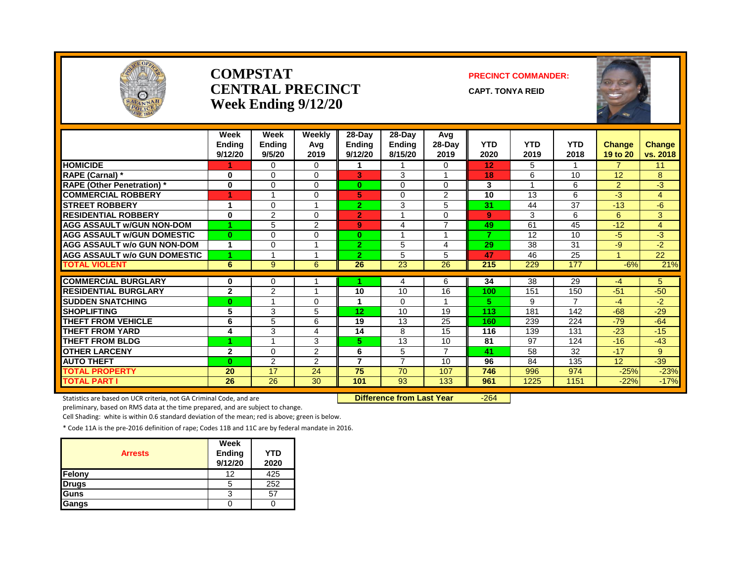# COMPSTAT CENTRAL PRECINCT Week Ending 9/12/20

**PRECINCT COMMANDER:**

**CAPT. TONYA REID**

| | Week Ending 9/12/20 | Week Ending 9/5/20 | Weekly Avg 2019 | 28-Day Ending 9/12/20 | 28-Day Ending 8/15/20 | Avg 28-Day 2019 | YTD 2020 | YTD 2019 | YTD 2018 | Change 19 to 20 | Change vs. 2018 |
|---|---|---|---|---|---|---|---|---|---|---|---|
| HOMICIDE | 1 | 0 | 0 | 1 | 1 | 0 | 12 | 5 | 1 | 7 | 11 |
| RAPE (Carnal) * | 0 | 0 | 0 | 3 | 3 | 1 | 18 | 6 | 10 | 12 | 8 |
| RAPE (Other Penetration) * | 0 | 0 | 0 | 0 | 0 | 0 | 3 | 1 | 6 | 2 | -3 |
| COMMERCIAL ROBBERY | 1 | 1 | 0 | 5 | 0 | 2 | 10 | 13 | 6 | -3 | 4 |
| STREET ROBBERY | 1 | 0 | 1 | 2 | 3 | 5 | 31 | 44 | 37 | -13 | -6 |
| RESIDENTIAL ROBBERY | 0 | 2 | 0 | 2 | 1 | 0 | 9 | 3 | 6 | 6 | 3 |
| AGG ASSAULT w/GUN NON-DOM | 1 | 5 | 2 | 9 | 4 | 7 | 49 | 61 | 45 | -12 | 4 |
| AGG ASSAULT w/GUN DOMESTIC | 0 | 0 | 0 | 0 | 1 | 1 | 7 | 12 | 10 | -5 | -3 |
| AGG ASSAULT w/o GUN NON-DOM | 1 | 0 | 1 | 2 | 5 | 4 | 29 | 38 | 31 | -9 | -2 |
| AGG ASSAULT w/o GUN DOMESTIC | 1 | 1 | 1 | 2 | 5 | 5 | 47 | 46 | 25 | 1 | 22 |
| TOTAL VIOLENT | 6 | 9 | 6 | 26 | 23 | 26 | 215 | 229 | 177 | -6% | 21% |
| COMMERCIAL BURGLARY | 0 | 0 | 1 | 1 | 4 | 6 | 34 | 38 | 29 | -4 | 5 |
| RESIDENTIAL BURGLARY | 2 | 2 | 1 | 10 | 10 | 16 | 100 | 151 | 150 | -51 | -50 |
| SUDDEN SNATCHING | 0 | 1 | 0 | 1 | 0 | 1 | 5 | 9 | 7 | -4 | -2 |
| SHOPLIFTING | 5 | 3 | 5 | 12 | 10 | 19 | 113 | 181 | 142 | -68 | -29 |
| THEFT FROM VEHICLE | 6 | 5 | 6 | 19 | 13 | 25 | 160 | 239 | 224 | -79 | -64 |
| THEFT FROM YARD | 4 | 3 | 4 | 14 | 8 | 15 | 116 | 139 | 131 | -23 | -15 |
| THEFT FROM BLDG | 1 | 1 | 3 | 5 | 13 | 10 | 81 | 97 | 124 | -16 | -43 |
| OTHER LARCENY | 2 | 0 | 2 | 6 | 5 | 7 | 41 | 58 | 32 | -17 | 9 |
| AUTO THEFT | 0 | 2 | 2 | 7 | 7 | 10 | 96 | 84 | 135 | 12 | -39 |
| TOTAL PROPERTY | 20 | 17 | 24 | 75 | 70 | 107 | 746 | 996 | 974 | -25% | -23% |
| TOTAL PART I | 26 | 26 | 30 | 101 | 93 | 133 | 961 | 1225 | 1151 | -22% | -17% |

**Difference from Last Year** -264

Statistics are based on UCR criteria, not GA Criminal Code, and are preliminary, based on RMS data at the time prepared, and are subject to change.

Cell Shading: white is within 0.6 standard deviation of the mean; red is above; green is below.

* Code 11A is the pre-2016 definition of rape; Codes 11B and 11C are by federal mandate in 2016.

| Arrests | Week Ending 9/12/20 | YTD 2020 |
|---|---|---|
| Felony | 12 | 425 |
| Drugs | 5 | 252 |
| Guns | 3 | 57 |
| Gangs | 0 | 0 |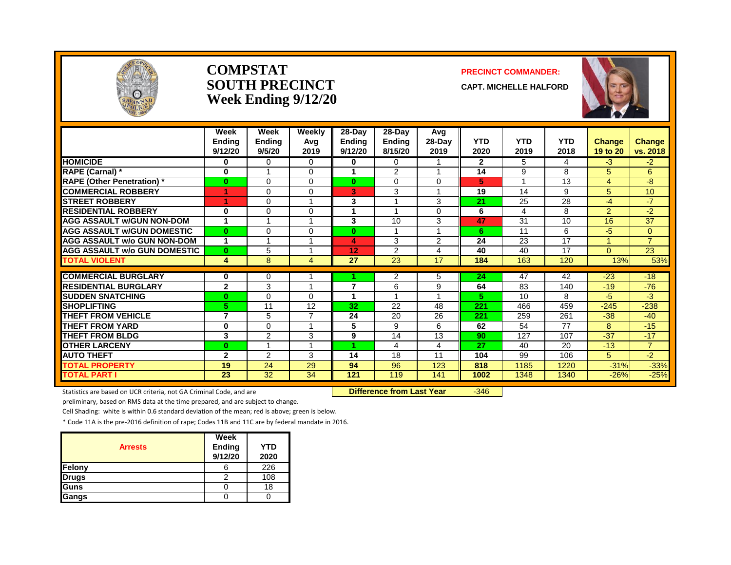# COMPSTAT
# SOUTH PRECINCT
# Week Ending 9/12/20

**PRECINCT COMMANDER:**

**CAPT. MICHELLE HALFORD**

| | Week Ending 9/12/20 | Week Ending 9/5/20 | Weekly Avg 2019 | 28-Day Ending 9/12/20 | 28-Day Ending 8/15/20 | Avg 28-Day 2019 | YTD 2020 | YTD 2019 | YTD 2018 | Change 19 to 20 | Change vs. 2018 |
|---|---|---|---|---|---|---|---|---|---|---|---|
| **HOMICIDE** | 0 | 0 | 0 | 0 | 0 | 1 | 2 | 5 | 4 | -3 | -2 |
| **RAPE (Carnal) *** | 0 | 1 | 0 | 1 | 2 | 1 | 14 | 9 | 8 | 5 | 6 |
| **RAPE (Other Penetration) *** | 0 | 0 | 0 | 0 | 0 | 0 | 5 | 1 | 13 | 4 | -8 |
| **COMMERCIAL ROBBERY** | 1 | 0 | 0 | 3 | 3 | 1 | 19 | 14 | 9 | 5 | 10 |
| **STREET ROBBERY** | 1 | 0 | 1 | 3 | 1 | 3 | 21 | 25 | 28 | -4 | -7 |
| **RESIDENTIAL ROBBERY** | 0 | 0 | 0 | 1 | 1 | 0 | 6 | 4 | 8 | 2 | -2 |
| **AGG ASSAULT w/GUN NON-DOM** | 1 | 1 | 1 | 3 | 10 | 3 | 47 | 31 | 10 | 16 | 37 |
| **AGG ASSAULT w/GUN DOMESTIC** | 0 | 0 | 0 | 0 | 1 | 1 | 6 | 11 | 6 | -5 | 0 |
| **AGG ASSAULT w/o GUN NON-DOM** | 1 | 1 | 1 | 4 | 3 | 2 | 24 | 23 | 17 | 1 | 7 |
| **AGG ASSAULT w/o GUN DOMESTIC** | 0 | 5 | 1 | 12 | 2 | 4 | 40 | 40 | 17 | 0 | 23 |
| **TOTAL VIOLENT** | 4 | 8 | 4 | 27 | 23 | 17 | 184 | 163 | 120 | 13% | 53% |
| **COMMERCIAL BURGLARY** | 0 | 0 | 1 | 1 | 2 | 5 | 24 | 47 | 42 | -23 | -18 |
| **RESIDENTIAL BURGLARY** | 2 | 3 | 1 | 7 | 6 | 9 | 64 | 83 | 140 | -19 | -76 |
| **SUDDEN SNATCHING** | 0 | 0 | 0 | 1 | 1 | 1 | 5 | 10 | 8 | -5 | -3 |
| **SHOPLIFTING** | 5 | 11 | 12 | 32 | 22 | 48 | 221 | 466 | 459 | -245 | -238 |
| **THEFT FROM VEHICLE** | 7 | 5 | 7 | 24 | 20 | 26 | 221 | 259 | 261 | -38 | -40 |
| **THEFT FROM YARD** | 0 | 0 | 1 | 5 | 9 | 6 | 62 | 54 | 77 | 8 | -15 |
| **THEFT FROM BLDG** | 3 | 2 | 3 | 9 | 14 | 13 | 90 | 127 | 107 | -37 | -17 |
| **OTHER LARCENY** | 0 | 1 | 1 | 1 | 4 | 4 | 27 | 40 | 20 | -13 | 7 |
| **AUTO THEFT** | 2 | 2 | 3 | 14 | 18 | 11 | 104 | 99 | 106 | 5 | -2 |
| **TOTAL PROPERTY** | 19 | 24 | 29 | 94 | 96 | 123 | 818 | 1185 | 1220 | -31% | -33% |
| **TOTAL PART I** | 23 | 32 | 34 | 121 | 119 | 141 | 1002 | 1348 | 1340 | -26% | -25% |

**Difference from Last Year** -346

Statistics are based on UCR criteria, not GA Criminal Code, and are preliminary, based on RMS data at the time prepared, and are subject to change.

Cell Shading: white is within 0.6 standard deviation of the mean; red is above; green is below.

* Code 11A is the pre-2016 definition of rape; Codes 11B and 11C are by federal mandate in 2016.

| Arrests | Week Ending 9/12/20 | YTD 2020 |
|---|---|---|
| **Felony** | 6 | 226 |
| **Drugs** | 2 | 108 |
| **Guns** | 0 | 18 |
| **Gangs** | 0 | 0 |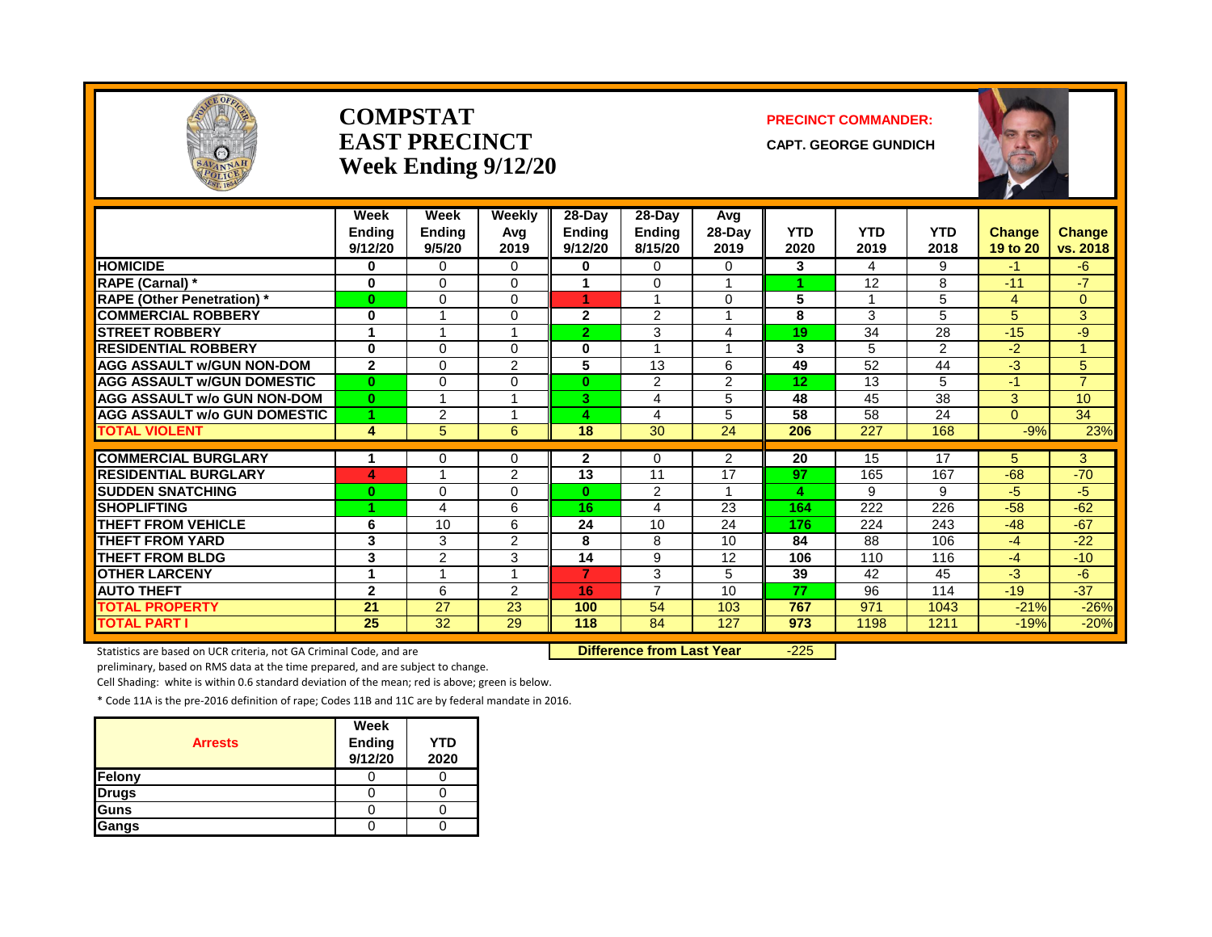# COMPSTAT
# EAST PRECINCT
## Week Ending 9/12/20

**PRECINCT COMMANDER:**

**CAPT. GEORGE GUNDICH**

| | Week Ending 9/12/20 | Week Ending 9/5/20 | Weekly Avg 2019 | 28-Day Ending 9/12/20 | 28-Day Ending 8/15/20 | Avg 28-Day 2019 | YTD 2020 | YTD 2019 | YTD 2018 | Change 19 to 20 | Change vs. 2018 |
|---|---|---|---|---|---|---|---|---|---|---|---|
| HOMICIDE | 0 | 0 | 0 | 0 | 0 | 0 | 3 | 4 | 9 | -1 | -6 |
| RAPE (Carnal) * | 0 | 0 | 0 | 1 | 0 | 1 | 1 | 12 | 8 | -11 | -7 |
| RAPE (Other Penetration) * | 0 | 0 | 0 | 1 | 1 | 0 | 5 | 1 | 5 | 4 | 0 |
| COMMERCIAL ROBBERY | 0 | 1 | 0 | 2 | 2 | 1 | 8 | 3 | 5 | 5 | 3 |
| STREET ROBBERY | 1 | 1 | 1 | 2 | 3 | 4 | 19 | 34 | 28 | -15 | -9 |
| RESIDENTIAL ROBBERY | 0 | 0 | 0 | 0 | 1 | 1 | 3 | 5 | 2 | -2 | 1 |
| AGG ASSAULT w/GUN NON-DOM | 2 | 0 | 2 | 5 | 13 | 6 | 49 | 52 | 44 | -3 | 5 |
| AGG ASSAULT w/GUN DOMESTIC | 0 | 0 | 0 | 0 | 2 | 2 | 12 | 13 | 5 | -1 | 7 |
| AGG ASSAULT w/o GUN NON-DOM | 0 | 1 | 1 | 3 | 4 | 5 | 48 | 45 | 38 | 3 | 10 |
| AGG ASSAULT w/o GUN DOMESTIC | 1 | 2 | 1 | 4 | 4 | 5 | 58 | 58 | 24 | 0 | 34 |
| TOTAL VIOLENT | 4 | 5 | 6 | 18 | 30 | 24 | 206 | 227 | 168 | -9% | 23% |
| COMMERCIAL BURGLARY | 1 | 0 | 0 | 2 | 0 | 2 | 20 | 15 | 17 | 5 | 3 |
| RESIDENTIAL BURGLARY | 4 | 1 | 2 | 13 | 11 | 17 | 97 | 165 | 167 | -68 | -70 |
| SUDDEN SNATCHING | 0 | 0 | 0 | 0 | 2 | 1 | 4 | 9 | 9 | -5 | -5 |
| SHOPLIFTING | 1 | 4 | 6 | 16 | 4 | 23 | 164 | 222 | 226 | -58 | -62 |
| THEFT FROM VEHICLE | 6 | 10 | 6 | 24 | 10 | 24 | 176 | 224 | 243 | -48 | -67 |
| THEFT FROM YARD | 3 | 3 | 2 | 8 | 8 | 10 | 84 | 88 | 106 | -4 | -22 |
| THEFT FROM BLDG | 3 | 2 | 3 | 14 | 9 | 12 | 106 | 110 | 116 | -4 | -10 |
| OTHER LARCENY | 1 | 1 | 1 | 7 | 3 | 5 | 39 | 42 | 45 | -3 | -6 |
| AUTO THEFT | 2 | 6 | 2 | 16 | 7 | 10 | 77 | 96 | 114 | -19 | -37 |
| TOTAL PROPERTY | 21 | 27 | 23 | 100 | 54 | 103 | 767 | 971 | 1043 | -21% | -26% |
| TOTAL PART I | 25 | 32 | 29 | 118 | 84 | 127 | 973 | 1198 | 1211 | -19% | -20% |

**Difference from Last Year** -225

Statistics are based on UCR criteria, not GA Criminal Code, and are preliminary, based on RMS data at the time prepared, and are subject to change.

Cell Shading: white is within 0.6 standard deviation of the mean; red is above; green is below.

* Code 11A is the pre-2016 definition of rape; Codes 11B and 11C are by federal mandate in 2016.

| Arrests | Week Ending 9/12/20 | YTD 2020 |
|---|---|---|
| Felony | 0 | 0 |
| Drugs | 0 | 0 |
| Guns | 0 | 0 |
| Gangs | 0 | 0 |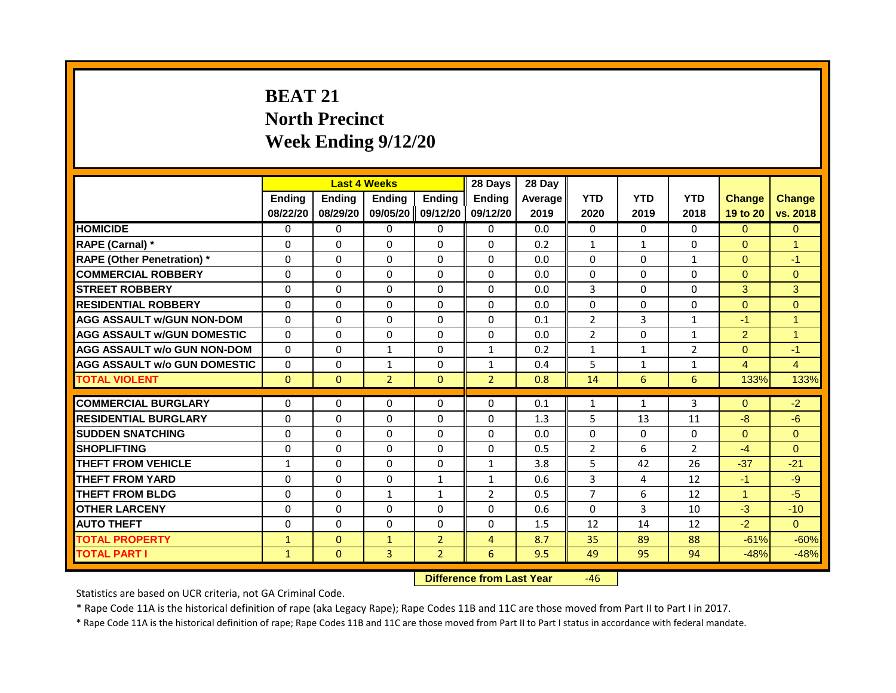# BEAT 21
## North Precinct
## Week Ending 9/12/20

| | Last 4 Weeks | | | | 28 Days | 28 Day | | | | | |
|---|---|---|---|---|---|---|---|---|---|---|---|
| | Ending 08/22/20 | Ending 08/29/20 | Ending 09/05/20 | Ending 09/12/20 | Ending 09/12/20 | Average 2019 | YTD 2020 | YTD 2019 | YTD 2018 | Change 19 to 20 | Change vs. 2018 |
| HOMICIDE | 0 | 0 | 0 | 0 | 0 | 0.0 | 0 | 0 | 0 | 0 | 0 |
| RAPE (Carnal) * | 0 | 0 | 0 | 0 | 0 | 0.2 | 1 | 1 | 0 | 0 | 1 |
| RAPE (Other Penetration) * | 0 | 0 | 0 | 0 | 0 | 0.0 | 0 | 0 | 1 | 0 | -1 |
| COMMERCIAL ROBBERY | 0 | 0 | 0 | 0 | 0 | 0.0 | 0 | 0 | 0 | 0 | 0 |
| STREET ROBBERY | 0 | 0 | 0 | 0 | 0 | 0.0 | 3 | 0 | 0 | 3 | 3 |
| RESIDENTIAL ROBBERY | 0 | 0 | 0 | 0 | 0 | 0.0 | 0 | 0 | 0 | 0 | 0 |
| AGG ASSAULT w/GUN NON-DOM | 0 | 0 | 0 | 0 | 0 | 0.1 | 2 | 3 | 1 | -1 | 1 |
| AGG ASSAULT w/GUN DOMESTIC | 0 | 0 | 0 | 0 | 0 | 0.0 | 2 | 0 | 1 | 2 | 1 |
| AGG ASSAULT w/o GUN NON-DOM | 0 | 0 | 1 | 0 | 1 | 0.2 | 1 | 1 | 2 | 0 | -1 |
| AGG ASSAULT w/o GUN DOMESTIC | 0 | 0 | 1 | 0 | 1 | 0.4 | 5 | 1 | 1 | 4 | 4 |
| TOTAL VIOLENT | 0 | 0 | 2 | 0 | 2 | 0.8 | 14 | 6 | 6 | 133% | 133% |
| COMMERCIAL BURGLARY | 0 | 0 | 0 | 0 | 0 | 0.1 | 1 | 1 | 3 | 0 | -2 |
| RESIDENTIAL BURGLARY | 0 | 0 | 0 | 0 | 0 | 1.3 | 5 | 13 | 11 | -8 | -6 |
| SUDDEN SNATCHING | 0 | 0 | 0 | 0 | 0 | 0.0 | 0 | 0 | 0 | 0 | 0 |
| SHOPLIFTING | 0 | 0 | 0 | 0 | 0 | 0.5 | 2 | 6 | 2 | -4 | 0 |
| THEFT FROM VEHICLE | 1 | 0 | 0 | 0 | 1 | 3.8 | 5 | 42 | 26 | -37 | -21 |
| THEFT FROM YARD | 0 | 0 | 0 | 1 | 1 | 0.6 | 3 | 4 | 12 | -1 | -9 |
| THEFT FROM BLDG | 0 | 0 | 1 | 1 | 2 | 0.5 | 7 | 6 | 12 | 1 | -5 |
| OTHER LARCENY | 0 | 0 | 0 | 0 | 0 | 0.6 | 0 | 3 | 10 | -3 | -10 |
| AUTO THEFT | 0 | 0 | 0 | 0 | 0 | 1.5 | 12 | 14 | 12 | -2 | 0 |
| TOTAL PROPERTY | 1 | 0 | 1 | 2 | 4 | 8.7 | 35 | 89 | 88 | -61% | -60% |
| TOTAL PART I | 1 | 0 | 3 | 2 | 6 | 9.5 | 49 | 95 | 94 | -48% | -48% |

**Difference from Last Year** -46

Statistics are based on UCR criteria, not GA Criminal Code.

* Rape Code 11A is the historical definition of rape (aka Legacy Rape); Rape Codes 11B and 11C are those moved from Part II to Part I in 2017.

* Rape Code 11A is the historical definition of rape; Rape Codes 11B and 11C are those moved from Part II to Part I status in accordance with federal mandate.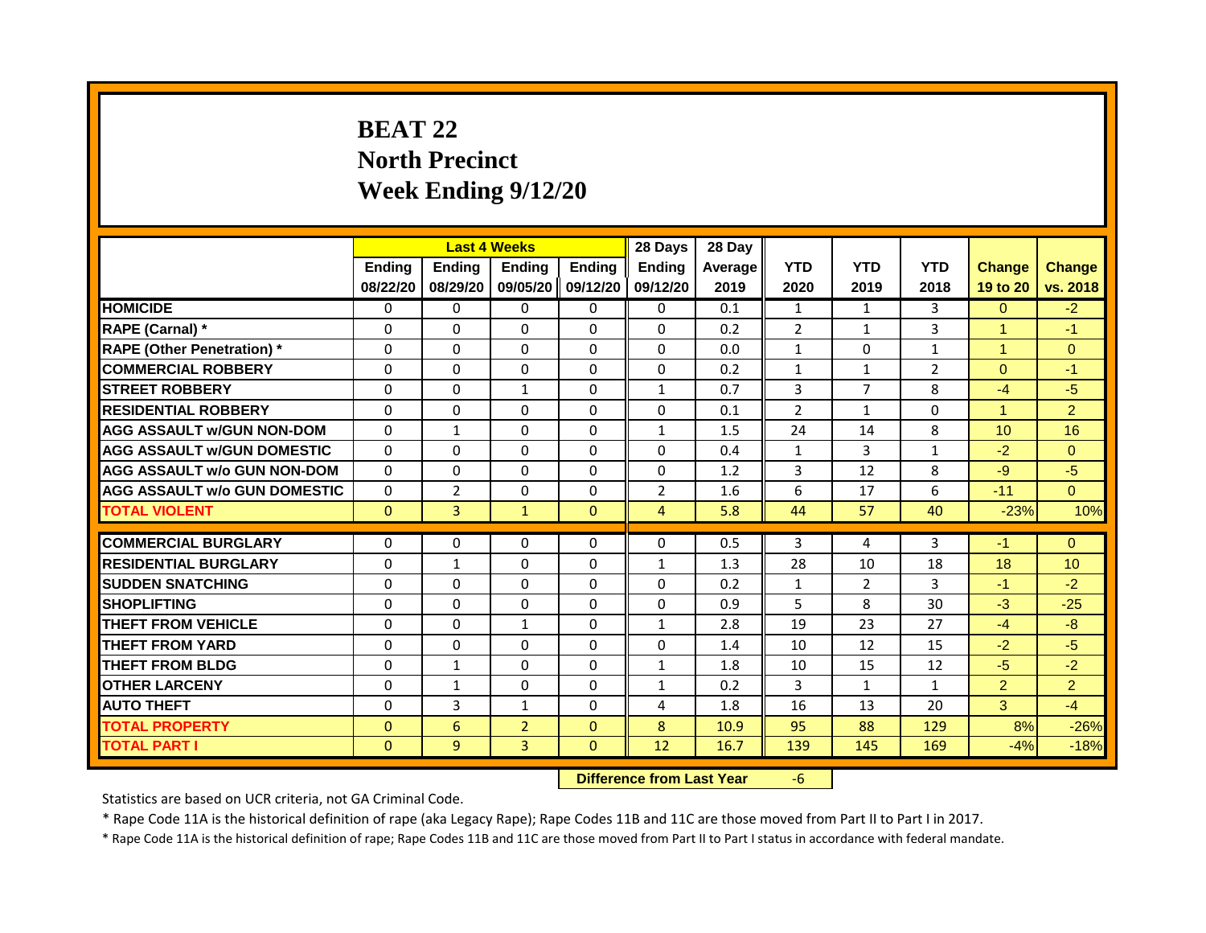# BEAT 22
# North Precinct
# Week Ending 9/12/20

| | Last 4 Weeks | | | | 28 Days | 28 Day | | | | | |
|---|---|---|---|---|---|---|---|---|---|---|---|
| | Ending 08/22/20 | Ending 08/29/20 | Ending 09/05/20 | Ending 09/12/20 | Ending 09/12/20 | Average 2019 | YTD 2020 | YTD 2019 | YTD 2018 | Change 19 to 20 | Change vs. 2018 |
| **HOMICIDE** | 0 | 0 | 0 | 0 | 0 | 0.1 | 1 | 1 | 3 | 0 | -2 |
| **RAPE (Carnal) *** | 0 | 0 | 0 | 0 | 0 | 0.2 | 2 | 1 | 3 | 1 | -1 |
| **RAPE (Other Penetration) *** | 0 | 0 | 0 | 0 | 0 | 0.0 | 1 | 0 | 1 | 1 | 0 |
| **COMMERCIAL ROBBERY** | 0 | 0 | 0 | 0 | 0 | 0.2 | 1 | 1 | 2 | 0 | -1 |
| **STREET ROBBERY** | 0 | 0 | 1 | 0 | 1 | 0.7 | 3 | 7 | 8 | -4 | -5 |
| **RESIDENTIAL ROBBERY** | 0 | 0 | 0 | 0 | 0 | 0.1 | 2 | 1 | 0 | 1 | 2 |
| **AGG ASSAULT w/GUN NON-DOM** | 0 | 1 | 0 | 0 | 1 | 1.5 | 24 | 14 | 8 | 10 | 16 |
| **AGG ASSAULT w/GUN DOMESTIC** | 0 | 0 | 0 | 0 | 0 | 0.4 | 1 | 3 | 1 | -2 | 0 |
| **AGG ASSAULT w/o GUN NON-DOM** | 0 | 0 | 0 | 0 | 0 | 1.2 | 3 | 12 | 8 | -9 | -5 |
| **AGG ASSAULT w/o GUN DOMESTIC** | 0 | 2 | 0 | 0 | 2 | 1.6 | 6 | 17 | 6 | -11 | 0 |
| **TOTAL VIOLENT** | 0 | 3 | 1 | 0 | 4 | 5.8 | 44 | 57 | 40 | -23% | 10% |
| **COMMERCIAL BURGLARY** | 0 | 0 | 0 | 0 | 0 | 0.5 | 3 | 4 | 3 | -1 | 0 |
| **RESIDENTIAL BURGLARY** | 0 | 1 | 0 | 0 | 1 | 1.3 | 28 | 10 | 18 | 18 | 10 |
| **SUDDEN SNATCHING** | 0 | 0 | 0 | 0 | 0 | 0.2 | 1 | 2 | 3 | -1 | -2 |
| **SHOPLIFTING** | 0 | 0 | 0 | 0 | 0 | 0.9 | 5 | 8 | 30 | -3 | -25 |
| **THEFT FROM VEHICLE** | 0 | 0 | 1 | 0 | 1 | 2.8 | 19 | 23 | 27 | -4 | -8 |
| **THEFT FROM YARD** | 0 | 0 | 0 | 0 | 0 | 1.4 | 10 | 12 | 15 | -2 | -5 |
| **THEFT FROM BLDG** | 0 | 1 | 0 | 0 | 1 | 1.8 | 10 | 15 | 12 | -5 | -2 |
| **OTHER LARCENY** | 0 | 1 | 0 | 0 | 1 | 0.2 | 3 | 1 | 1 | 2 | 2 |
| **AUTO THEFT** | 0 | 3 | 1 | 0 | 4 | 1.8 | 16 | 13 | 20 | 3 | -4 |
| **TOTAL PROPERTY** | 0 | 6 | 2 | 0 | 8 | 10.9 | 95 | 88 | 129 | 8% | -26% |
| **TOTAL PART I** | 0 | 9 | 3 | 0 | 12 | 16.7 | 139 | 145 | 169 | -4% | -18% |

**Difference from Last Year** -6

Statistics are based on UCR criteria, not GA Criminal Code.

* Rape Code 11A is the historical definition of rape (aka Legacy Rape); Rape Codes 11B and 11C are those moved from Part II to Part I in 2017.

* Rape Code 11A is the historical definition of rape; Rape Codes 11B and 11C are those moved from Part II to Part I status in accordance with federal mandate.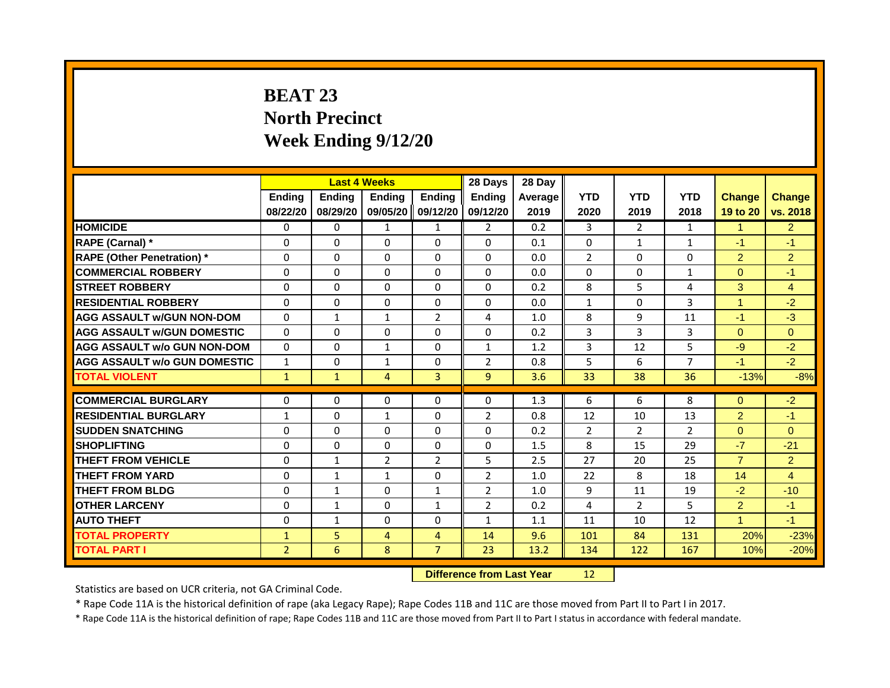# BEAT 23
# North Precinct
# Week Ending 9/12/20

| | Last 4 Weeks | | | | 28 Days | 28 Day | | | | | |
|---|---|---|---|---|---|---|---|---|---|---|---|
| | Ending 08/22/20 | Ending 08/29/20 | Ending 09/05/20 | Ending 09/12/20 | Ending 09/12/20 | Average 2019 | YTD 2020 | YTD 2019 | YTD 2018 | Change 19 to 20 | Change vs. 2018 |
| HOMICIDE | 0 | 0 | 1 | 1 | 2 | 0.2 | 3 | 2 | 1 | 1 | 2 |
| RAPE (Carnal) * | 0 | 0 | 0 | 0 | 0 | 0.1 | 0 | 1 | 1 | -1 | -1 |
| RAPE (Other Penetration) * | 0 | 0 | 0 | 0 | 0 | 0.0 | 2 | 0 | 0 | 2 | 2 |
| COMMERCIAL ROBBERY | 0 | 0 | 0 | 0 | 0 | 0.0 | 0 | 0 | 1 | 0 | -1 |
| STREET ROBBERY | 0 | 0 | 0 | 0 | 0 | 0.2 | 8 | 5 | 4 | 3 | 4 |
| RESIDENTIAL ROBBERY | 0 | 0 | 0 | 0 | 0 | 0.0 | 1 | 0 | 3 | 1 | -2 |
| AGG ASSAULT w/GUN NON-DOM | 0 | 1 | 1 | 2 | 4 | 1.0 | 8 | 9 | 11 | -1 | -3 |
| AGG ASSAULT w/GUN DOMESTIC | 0 | 0 | 0 | 0 | 0 | 0.2 | 3 | 3 | 3 | 0 | 0 |
| AGG ASSAULT w/o GUN NON-DOM | 0 | 0 | 1 | 0 | 1 | 1.2 | 3 | 12 | 5 | -9 | -2 |
| AGG ASSAULT w/o GUN DOMESTIC | 1 | 0 | 1 | 0 | 2 | 0.8 | 5 | 6 | 7 | -1 | -2 |
| TOTAL VIOLENT | 1 | 1 | 4 | 3 | 9 | 3.6 | 33 | 38 | 36 | -13% | -8% |
| COMMERCIAL BURGLARY | 0 | 0 | 0 | 0 | 0 | 1.3 | 6 | 6 | 8 | 0 | -2 |
| RESIDENTIAL BURGLARY | 1 | 0 | 1 | 0 | 2 | 0.8 | 12 | 10 | 13 | 2 | -1 |
| SUDDEN SNATCHING | 0 | 0 | 0 | 0 | 0 | 0.2 | 2 | 2 | 2 | 0 | 0 |
| SHOPLIFTING | 0 | 0 | 0 | 0 | 0 | 1.5 | 8 | 15 | 29 | -7 | -21 |
| THEFT FROM VEHICLE | 0 | 1 | 2 | 2 | 5 | 2.5 | 27 | 20 | 25 | 7 | 2 |
| THEFT FROM YARD | 0 | 1 | 1 | 0 | 2 | 1.0 | 22 | 8 | 18 | 14 | 4 |
| THEFT FROM BLDG | 0 | 1 | 0 | 1 | 2 | 1.0 | 9 | 11 | 19 | -2 | -10 |
| OTHER LARCENY | 0 | 1 | 0 | 1 | 2 | 0.2 | 4 | 2 | 5 | 2 | -1 |
| AUTO THEFT | 0 | 1 | 0 | 0 | 1 | 1.1 | 11 | 10 | 12 | 1 | -1 |
| TOTAL PROPERTY | 1 | 5 | 4 | 4 | 14 | 9.6 | 101 | 84 | 131 | 20% | -23% |
| TOTAL PART I | 2 | 6 | 8 | 7 | 23 | 13.2 | 134 | 122 | 167 | 10% | -20% |

**Difference from Last Year** 12

Statistics are based on UCR criteria, not GA Criminal Code.

* Rape Code 11A is the historical definition of rape (aka Legacy Rape); Rape Codes 11B and 11C are those moved from Part II to Part I in 2017.

* Rape Code 11A is the historical definition of rape; Rape Codes 11B and 11C are those moved from Part II to Part I status in accordance with federal mandate.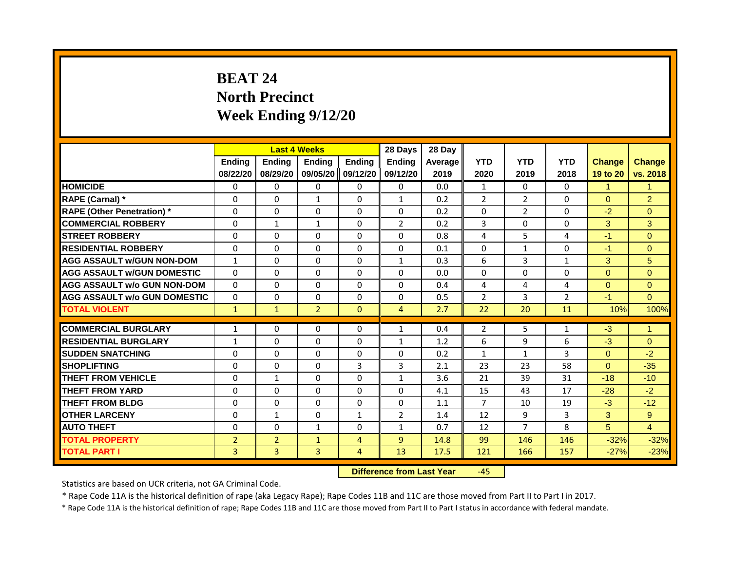# BEAT 24
# North Precinct
# Week Ending 9/12/20

| | Last 4 Weeks | | | | 28 Days | 28 Day | | | | | |
|---|---|---|---|---|---|---|---|---|---|---|---|
| | Ending 08/22/20 | Ending 08/29/20 | Ending 09/05/20 | Ending 09/12/20 | Ending 09/12/20 | Average 2019 | YTD 2020 | YTD 2019 | YTD 2018 | Change 19 to 20 | Change vs. 2018 |
| HOMICIDE | 0 | 0 | 0 | 0 | 0 | 0.0 | 1 | 0 | 0 | 1 | 1 |
| RAPE (Carnal) * | 0 | 0 | 1 | 0 | 1 | 0.2 | 2 | 2 | 0 | 0 | 2 |
| RAPE (Other Penetration) * | 0 | 0 | 0 | 0 | 0 | 0.2 | 0 | 2 | 0 | -2 | 0 |
| COMMERCIAL ROBBERY | 0 | 1 | 1 | 0 | 2 | 0.2 | 3 | 0 | 0 | 3 | 3 |
| STREET ROBBERY | 0 | 0 | 0 | 0 | 0 | 0.8 | 4 | 5 | 4 | -1 | 0 |
| RESIDENTIAL ROBBERY | 0 | 0 | 0 | 0 | 0 | 0.1 | 0 | 1 | 0 | -1 | 0 |
| AGG ASSAULT w/GUN NON-DOM | 1 | 0 | 0 | 0 | 1 | 0.3 | 6 | 3 | 1 | 3 | 5 |
| AGG ASSAULT w/GUN DOMESTIC | 0 | 0 | 0 | 0 | 0 | 0.0 | 0 | 0 | 0 | 0 | 0 |
| AGG ASSAULT w/o GUN NON-DOM | 0 | 0 | 0 | 0 | 0 | 0.4 | 4 | 4 | 4 | 0 | 0 |
| AGG ASSAULT w/o GUN DOMESTIC | 0 | 0 | 0 | 0 | 0 | 0.5 | 2 | 3 | 2 | -1 | 0 |
| TOTAL VIOLENT | 1 | 1 | 2 | 0 | 4 | 2.7 | 22 | 20 | 11 | 10% | 100% |
| COMMERCIAL BURGLARY | 1 | 0 | 0 | 0 | 1 | 0.4 | 2 | 5 | 1 | -3 | 1 |
| RESIDENTIAL BURGLARY | 1 | 0 | 0 | 0 | 1 | 1.2 | 6 | 9 | 6 | -3 | 0 |
| SUDDEN SNATCHING | 0 | 0 | 0 | 0 | 0 | 0.2 | 1 | 1 | 3 | 0 | -2 |
| SHOPLIFTING | 0 | 0 | 0 | 3 | 3 | 2.1 | 23 | 23 | 58 | 0 | -35 |
| THEFT FROM VEHICLE | 0 | 1 | 0 | 0 | 1 | 3.6 | 21 | 39 | 31 | -18 | -10 |
| THEFT FROM YARD | 0 | 0 | 0 | 0 | 0 | 4.1 | 15 | 43 | 17 | -28 | -2 |
| THEFT FROM BLDG | 0 | 0 | 0 | 0 | 0 | 1.1 | 7 | 10 | 19 | -3 | -12 |
| OTHER LARCENY | 0 | 1 | 0 | 1 | 2 | 1.4 | 12 | 9 | 3 | 3 | 9 |
| AUTO THEFT | 0 | 0 | 1 | 0 | 1 | 0.7 | 12 | 7 | 8 | 5 | 4 |
| TOTAL PROPERTY | 2 | 2 | 1 | 4 | 9 | 14.8 | 99 | 146 | 146 | -32% | -32% |
| TOTAL PART I | 3 | 3 | 3 | 4 | 13 | 17.5 | 121 | 166 | 157 | -27% | -23% |

**Difference from Last Year** -45

Statistics are based on UCR criteria, not GA Criminal Code.

* Rape Code 11A is the historical definition of rape (aka Legacy Rape); Rape Codes 11B and 11C are those moved from Part II to Part I in 2017.

* Rape Code 11A is the historical definition of rape; Rape Codes 11B and 11C are those moved from Part II to Part I status in accordance with federal mandate.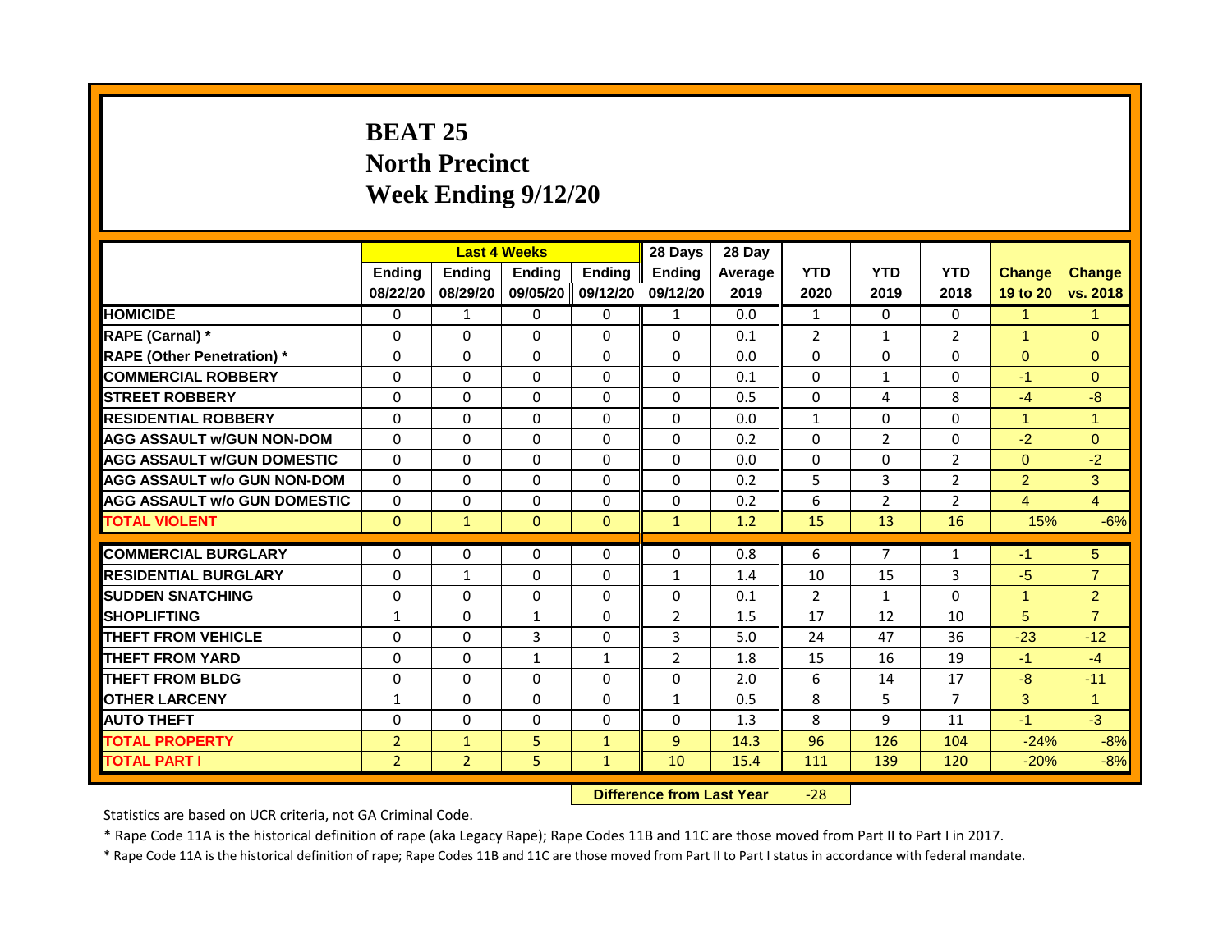# BEAT 25
# North Precinct
# Week Ending 9/12/20

| | Last 4 Weeks | | | | 28 Days | 28 Day | | | | | |
|---|---|---|---|---|---|---|---|---|---|---|---|
| | Ending 08/22/20 | Ending 08/29/20 | Ending 09/05/20 | Ending 09/12/20 | Ending 09/12/20 | Average 2019 | YTD 2020 | YTD 2019 | YTD 2018 | Change 19 to 20 | Change vs. 2018 |
| HOMICIDE | 0 | 1 | 0 | 0 | 1 | 0.0 | 1 | 0 | 0 | 1 | 1 |
| RAPE (Carnal) * | 0 | 0 | 0 | 0 | 0 | 0.1 | 2 | 1 | 2 | 1 | 0 |
| RAPE (Other Penetration) * | 0 | 0 | 0 | 0 | 0 | 0.0 | 0 | 0 | 0 | 0 | 0 |
| COMMERCIAL ROBBERY | 0 | 0 | 0 | 0 | 0 | 0.1 | 0 | 1 | 0 | -1 | 0 |
| STREET ROBBERY | 0 | 0 | 0 | 0 | 0 | 0.5 | 0 | 4 | 8 | -4 | -8 |
| RESIDENTIAL ROBBERY | 0 | 0 | 0 | 0 | 0 | 0.0 | 1 | 0 | 0 | 1 | 1 |
| AGG ASSAULT w/GUN NON-DOM | 0 | 0 | 0 | 0 | 0 | 0.2 | 0 | 2 | 0 | -2 | 0 |
| AGG ASSAULT w/GUN DOMESTIC | 0 | 0 | 0 | 0 | 0 | 0.0 | 0 | 0 | 2 | 0 | -2 |
| AGG ASSAULT w/o GUN NON-DOM | 0 | 0 | 0 | 0 | 0 | 0.2 | 5 | 3 | 2 | 2 | 3 |
| AGG ASSAULT w/o GUN DOMESTIC | 0 | 0 | 0 | 0 | 0 | 0.2 | 6 | 2 | 2 | 4 | 4 |
| TOTAL VIOLENT | 0 | 1 | 0 | 0 | 1 | 1.2 | 15 | 13 | 16 | 15% | -6% |
| COMMERCIAL BURGLARY | 0 | 0 | 0 | 0 | 0 | 0.8 | 6 | 7 | 1 | -1 | 5 |
| RESIDENTIAL BURGLARY | 0 | 1 | 0 | 0 | 1 | 1.4 | 10 | 15 | 3 | -5 | 7 |
| SUDDEN SNATCHING | 0 | 0 | 0 | 0 | 0 | 0.1 | 2 | 1 | 0 | 1 | 2 |
| SHOPLIFTING | 1 | 0 | 1 | 0 | 2 | 1.5 | 17 | 12 | 10 | 5 | 7 |
| THEFT FROM VEHICLE | 0 | 0 | 3 | 0 | 3 | 5.0 | 24 | 47 | 36 | -23 | -12 |
| THEFT FROM YARD | 0 | 0 | 1 | 1 | 2 | 1.8 | 15 | 16 | 19 | -1 | -4 |
| THEFT FROM BLDG | 0 | 0 | 0 | 0 | 0 | 2.0 | 6 | 14 | 17 | -8 | -11 |
| OTHER LARCENY | 1 | 0 | 0 | 0 | 1 | 0.5 | 8 | 5 | 7 | 3 | 1 |
| AUTO THEFT | 0 | 0 | 0 | 0 | 0 | 1.3 | 8 | 9 | 11 | -1 | -3 |
| TOTAL PROPERTY | 2 | 1 | 5 | 1 | 9 | 14.3 | 96 | 126 | 104 | -24% | -8% |
| TOTAL PART I | 2 | 2 | 5 | 1 | 10 | 15.4 | 111 | 139 | 120 | -20% | -8% |

**Difference from Last Year** -28

Statistics are based on UCR criteria, not GA Criminal Code.

* Rape Code 11A is the historical definition of rape (aka Legacy Rape); Rape Codes 11B and 11C are those moved from Part II to Part I in 2017.

* Rape Code 11A is the historical definition of rape; Rape Codes 11B and 11C are those moved from Part II to Part I status in accordance with federal mandate.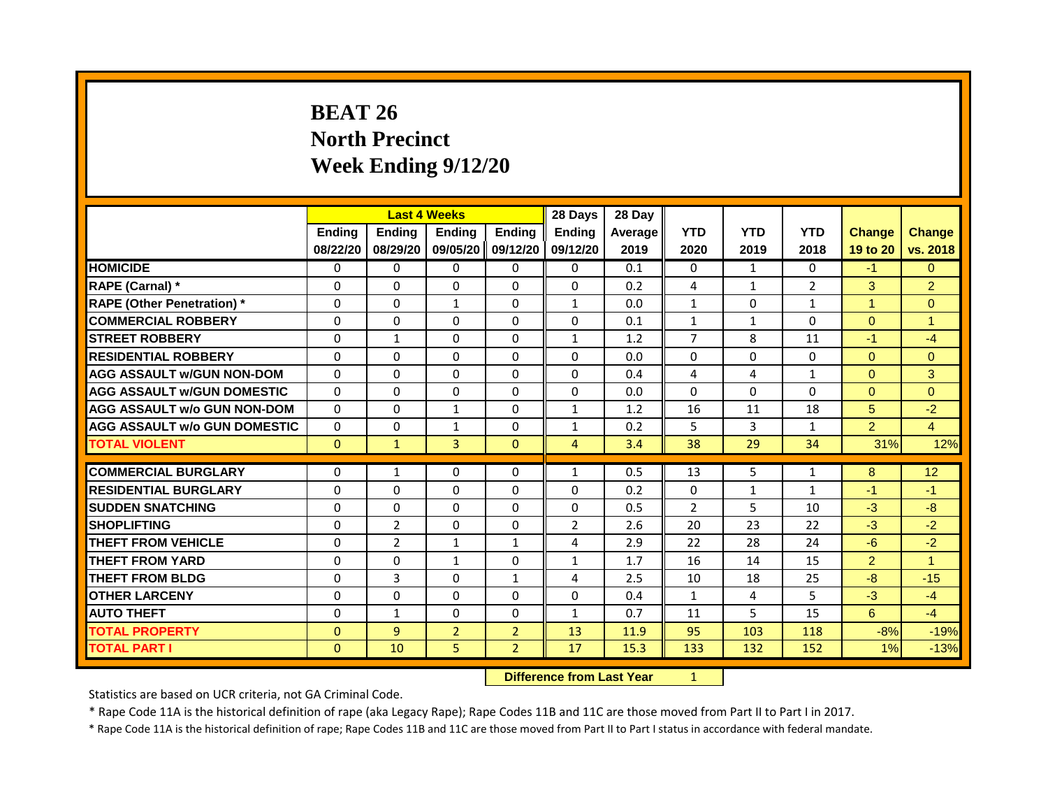# BEAT 26
## North Precinct
## Week Ending 9/12/20

| | Last 4 Weeks | | | | 28 Days | 28 Day | | | | | |
|---|---|---|---|---|---|---|---|---|---|---|---|
| | Ending 08/22/20 | Ending 08/29/20 | Ending 09/05/20 | Ending 09/12/20 | Ending 09/12/20 | Average 2019 | YTD 2020 | YTD 2019 | YTD 2018 | Change 19 to 20 | Change vs. 2018 |
| HOMICIDE | 0 | 0 | 0 | 0 | 0 | 0.1 | 0 | 1 | 0 | -1 | 0 |
| RAPE (Carnal) * | 0 | 0 | 0 | 0 | 0 | 0.2 | 4 | 1 | 2 | 3 | 2 |
| RAPE (Other Penetration) * | 0 | 0 | 1 | 0 | 1 | 0.0 | 1 | 0 | 1 | 1 | 0 |
| COMMERCIAL ROBBERY | 0 | 0 | 0 | 0 | 0 | 0.1 | 1 | 1 | 0 | 0 | 1 |
| STREET ROBBERY | 0 | 1 | 0 | 0 | 1 | 1.2 | 7 | 8 | 11 | -1 | -4 |
| RESIDENTIAL ROBBERY | 0 | 0 | 0 | 0 | 0 | 0.0 | 0 | 0 | 0 | 0 | 0 |
| AGG ASSAULT w/GUN NON-DOM | 0 | 0 | 0 | 0 | 0 | 0.4 | 4 | 4 | 1 | 0 | 3 |
| AGG ASSAULT w/GUN DOMESTIC | 0 | 0 | 0 | 0 | 0 | 0.0 | 0 | 0 | 0 | 0 | 0 |
| AGG ASSAULT w/o GUN NON-DOM | 0 | 0 | 1 | 0 | 1 | 1.2 | 16 | 11 | 18 | 5 | -2 |
| AGG ASSAULT w/o GUN DOMESTIC | 0 | 0 | 1 | 0 | 1 | 0.2 | 5 | 3 | 1 | 2 | 4 |
| TOTAL VIOLENT | 0 | 1 | 3 | 0 | 4 | 3.4 | 38 | 29 | 34 | 31% | 12% |
| COMMERCIAL BURGLARY | 0 | 1 | 0 | 0 | 1 | 0.5 | 13 | 5 | 1 | 8 | 12 |
| RESIDENTIAL BURGLARY | 0 | 0 | 0 | 0 | 0 | 0.2 | 0 | 1 | 1 | -1 | -1 |
| SUDDEN SNATCHING | 0 | 0 | 0 | 0 | 0 | 0.5 | 2 | 5 | 10 | -3 | -8 |
| SHOPLIFTING | 0 | 2 | 0 | 0 | 2 | 2.6 | 20 | 23 | 22 | -3 | -2 |
| THEFT FROM VEHICLE | 0 | 2 | 1 | 1 | 4 | 2.9 | 22 | 28 | 24 | -6 | -2 |
| THEFT FROM YARD | 0 | 0 | 1 | 0 | 1 | 1.7 | 16 | 14 | 15 | 2 | 1 |
| THEFT FROM BLDG | 0 | 3 | 0 | 1 | 4 | 2.5 | 10 | 18 | 25 | -8 | -15 |
| OTHER LARCENY | 0 | 0 | 0 | 0 | 0 | 0.4 | 1 | 4 | 5 | -3 | -4 |
| AUTO THEFT | 0 | 1 | 0 | 0 | 1 | 0.7 | 11 | 5 | 15 | 6 | -4 |
| TOTAL PROPERTY | 0 | 9 | 2 | 2 | 13 | 11.9 | 95 | 103 | 118 | -8% | -19% |
| TOTAL PART I | 0 | 10 | 5 | 2 | 17 | 15.3 | 133 | 132 | 152 | 1% | -13% |

**Difference from Last Year** 1

Statistics are based on UCR criteria, not GA Criminal Code.

* Rape Code 11A is the historical definition of rape (aka Legacy Rape); Rape Codes 11B and 11C are those moved from Part II to Part I in 2017.

* Rape Code 11A is the historical definition of rape; Rape Codes 11B and 11C are those moved from Part II to Part I status in accordance with federal mandate.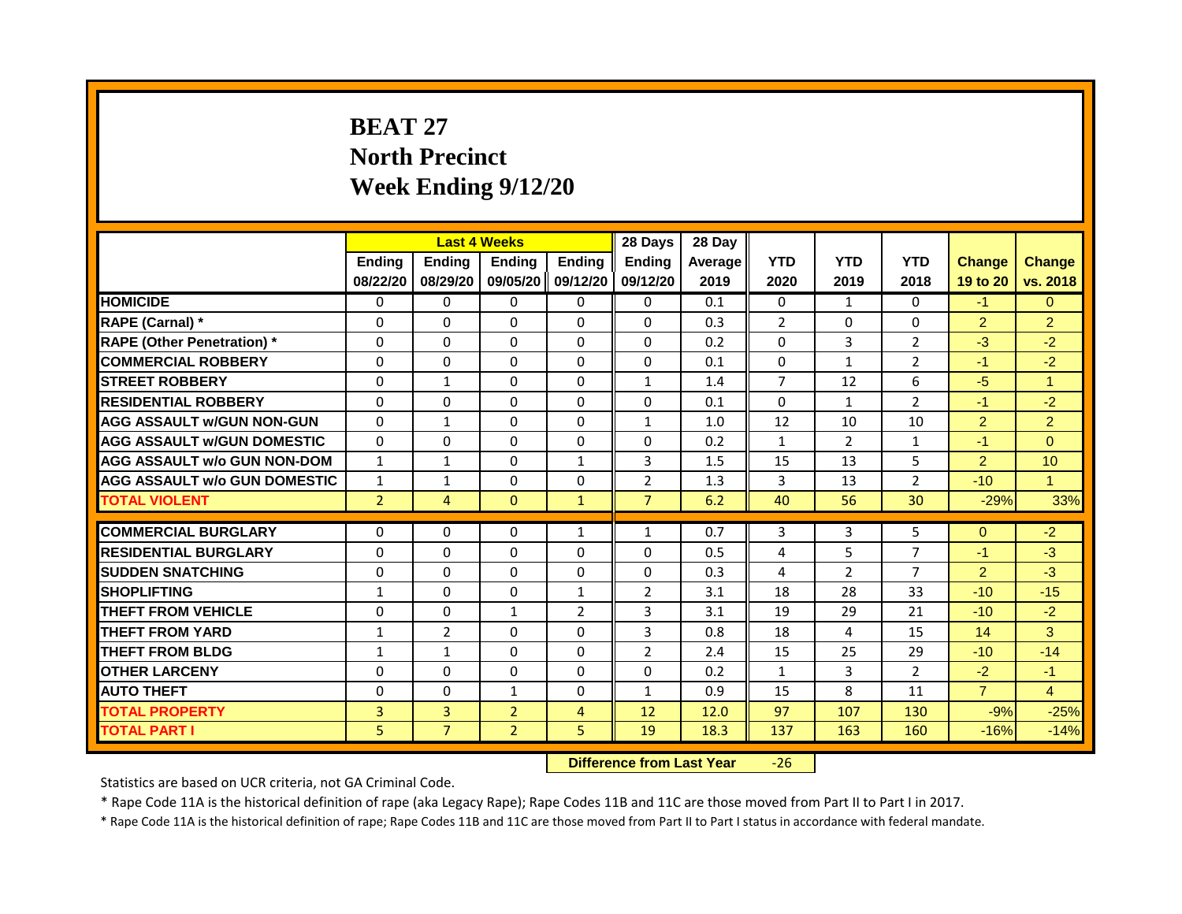# BEAT 27
# North Precinct
# Week Ending 9/12/20

| | Last 4 Weeks | | | | 28 Days | 28 Day | | | | | |
|---|---|---|---|---|---|---|---|---|---|---|---|
| | Ending 08/22/20 | Ending 08/29/20 | Ending 09/05/20 | Ending 09/12/20 | Ending 09/12/20 | Average 2019 | YTD 2020 | YTD 2019 | YTD 2018 | Change 19 to 20 | Change vs. 2018 |
| **HOMICIDE** | 0 | 0 | 0 | 0 | 0 | 0.1 | 0 | 1 | 0 | -1 | 0 |
| **RAPE (Carnal) *** | 0 | 0 | 0 | 0 | 0 | 0.3 | 2 | 0 | 0 | 2 | 2 |
| **RAPE (Other Penetration) *** | 0 | 0 | 0 | 0 | 0 | 0.2 | 0 | 3 | 2 | -3 | -2 |
| **COMMERCIAL ROBBERY** | 0 | 0 | 0 | 0 | 0 | 0.1 | 0 | 1 | 2 | -1 | -2 |
| **STREET ROBBERY** | 0 | 1 | 0 | 0 | 1 | 1.4 | 7 | 12 | 6 | -5 | 1 |
| **RESIDENTIAL ROBBERY** | 0 | 0 | 0 | 0 | 0 | 0.1 | 0 | 1 | 2 | -1 | -2 |
| **AGG ASSAULT w/GUN NON-GUN** | 0 | 1 | 0 | 0 | 1 | 1.0 | 12 | 10 | 10 | 2 | 2 |
| **AGG ASSAULT w/GUN DOMESTIC** | 0 | 0 | 0 | 0 | 0 | 0.2 | 1 | 2 | 1 | -1 | 0 |
| **AGG ASSAULT w/o GUN NON-DOM** | 1 | 1 | 0 | 1 | 3 | 1.5 | 15 | 13 | 5 | 2 | 10 |
| **AGG ASSAULT w/o GUN DOMESTIC** | 1 | 1 | 0 | 0 | 2 | 1.3 | 3 | 13 | 2 | -10 | 1 |
| **TOTAL VIOLENT** | 2 | 4 | 0 | 1 | 7 | 6.2 | 40 | 56 | 30 | -29% | 33% |
| **COMMERCIAL BURGLARY** | 0 | 0 | 0 | 1 | 1 | 0.7 | 3 | 3 | 5 | 0 | -2 |
| **RESIDENTIAL BURGLARY** | 0 | 0 | 0 | 0 | 0 | 0.5 | 4 | 5 | 7 | -1 | -3 |
| **SUDDEN SNATCHING** | 0 | 0 | 0 | 0 | 0 | 0.3 | 4 | 2 | 7 | 2 | -3 |
| **SHOPLIFTING** | 1 | 0 | 0 | 1 | 2 | 3.1 | 18 | 28 | 33 | -10 | -15 |
| **THEFT FROM VEHICLE** | 0 | 0 | 1 | 2 | 3 | 3.1 | 19 | 29 | 21 | -10 | -2 |
| **THEFT FROM YARD** | 1 | 2 | 0 | 0 | 3 | 0.8 | 18 | 4 | 15 | 14 | 3 |
| **THEFT FROM BLDG** | 1 | 1 | 0 | 0 | 2 | 2.4 | 15 | 25 | 29 | -10 | -14 |
| **OTHER LARCENY** | 0 | 0 | 0 | 0 | 0 | 0.2 | 1 | 3 | 2 | -2 | -1 |
| **AUTO THEFT** | 0 | 0 | 1 | 0 | 1 | 0.9 | 15 | 8 | 11 | 7 | 4 |
| **TOTAL PROPERTY** | 3 | 3 | 2 | 4 | 12 | 12.0 | 97 | 107 | 130 | -9% | -25% |
| **TOTAL PART I** | 5 | 7 | 2 | 5 | 19 | 18.3 | 137 | 163 | 160 | -16% | -14% |

**Difference from Last Year** -26

Statistics are based on UCR criteria, not GA Criminal Code.

* Rape Code 11A is the historical definition of rape (aka Legacy Rape); Rape Codes 11B and 11C are those moved from Part II to Part I in 2017.

* Rape Code 11A is the historical definition of rape; Rape Codes 11B and 11C are those moved from Part II to Part I status in accordance with federal mandate.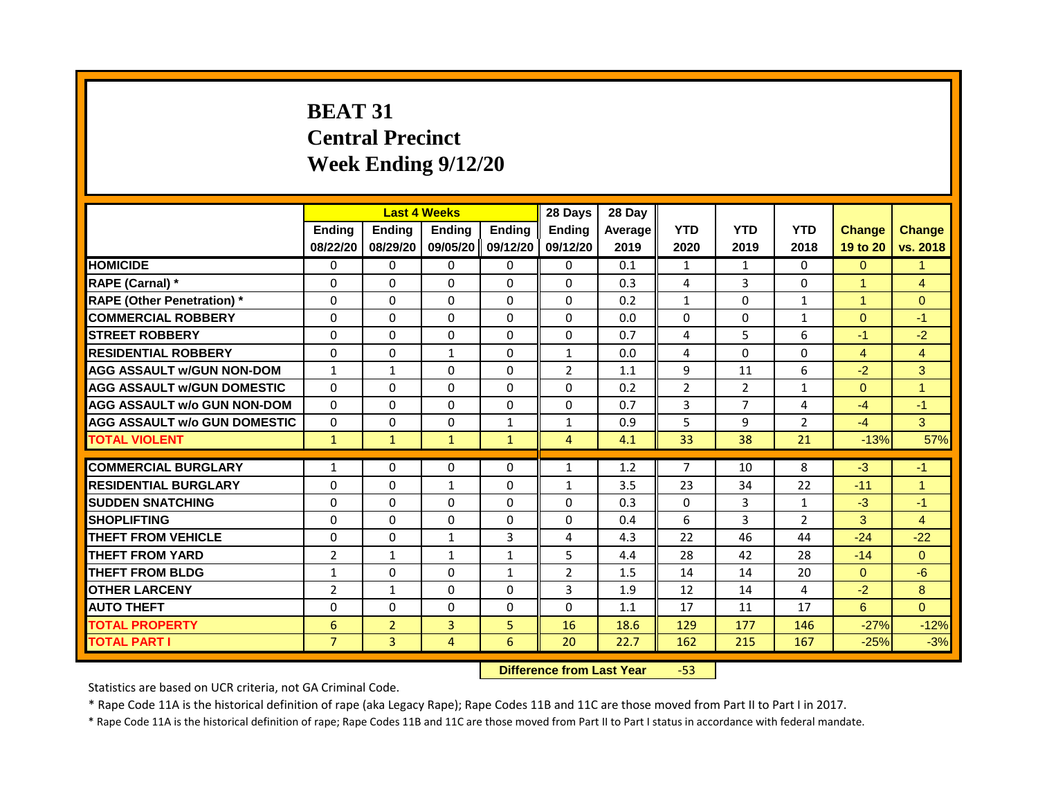# BEAT 31
# Central Precinct
# Week Ending 9/12/20

| | Last 4 Weeks | | | | 28 Days | 28 Day | | | | | |
|---|---|---|---|---|---|---|---|---|---|---|---|
| | Ending 08/22/20 | Ending 08/29/20 | Ending 09/05/20 | Ending 09/12/20 | Ending 09/12/20 | Average 2019 | YTD 2020 | YTD 2019 | YTD 2018 | Change 19 to 20 | Change vs. 2018 |
| HOMICIDE | 0 | 0 | 0 | 0 | 0 | 0.1 | 1 | 1 | 0 | 0 | 1 |
| RAPE (Carnal) * | 0 | 0 | 0 | 0 | 0 | 0.3 | 4 | 3 | 0 | 1 | 4 |
| RAPE (Other Penetration) * | 0 | 0 | 0 | 0 | 0 | 0.2 | 1 | 0 | 1 | 1 | 0 |
| COMMERCIAL ROBBERY | 0 | 0 | 0 | 0 | 0 | 0.0 | 0 | 0 | 1 | 0 | -1 |
| STREET ROBBERY | 0 | 0 | 0 | 0 | 0 | 0.7 | 4 | 5 | 6 | -1 | -2 |
| RESIDENTIAL ROBBERY | 0 | 0 | 1 | 0 | 1 | 0.0 | 4 | 0 | 0 | 4 | 4 |
| AGG ASSAULT w/GUN NON-DOM | 1 | 1 | 0 | 0 | 2 | 1.1 | 9 | 11 | 6 | -2 | 3 |
| AGG ASSAULT w/GUN DOMESTIC | 0 | 0 | 0 | 0 | 0 | 0.2 | 2 | 2 | 1 | 0 | 1 |
| AGG ASSAULT w/o GUN NON-DOM | 0 | 0 | 0 | 0 | 0 | 0.7 | 3 | 7 | 4 | -4 | -1 |
| AGG ASSAULT w/o GUN DOMESTIC | 0 | 0 | 0 | 1 | 1 | 0.9 | 5 | 9 | 2 | -4 | 3 |
| TOTAL VIOLENT | 1 | 1 | 1 | 1 | 4 | 4.1 | 33 | 38 | 21 | -13% | 57% |
| COMMERCIAL BURGLARY | 1 | 0 | 0 | 0 | 1 | 1.2 | 7 | 10 | 8 | -3 | -1 |
| RESIDENTIAL BURGLARY | 0 | 0 | 1 | 0 | 1 | 3.5 | 23 | 34 | 22 | -11 | 1 |
| SUDDEN SNATCHING | 0 | 0 | 0 | 0 | 0 | 0.3 | 0 | 3 | 1 | -3 | -1 |
| SHOPLIFTING | 0 | 0 | 0 | 0 | 0 | 0.4 | 6 | 3 | 2 | 3 | 4 |
| THEFT FROM VEHICLE | 0 | 0 | 1 | 3 | 4 | 4.3 | 22 | 46 | 44 | -24 | -22 |
| THEFT FROM YARD | 2 | 1 | 1 | 1 | 5 | 4.4 | 28 | 42 | 28 | -14 | 0 |
| THEFT FROM BLDG | 1 | 0 | 0 | 1 | 2 | 1.5 | 14 | 14 | 20 | 0 | -6 |
| OTHER LARCENY | 2 | 1 | 0 | 0 | 3 | 1.9 | 12 | 14 | 4 | -2 | 8 |
| AUTO THEFT | 0 | 0 | 0 | 0 | 0 | 1.1 | 17 | 11 | 17 | 6 | 0 |
| TOTAL PROPERTY | 6 | 2 | 3 | 5 | 16 | 18.6 | 129 | 177 | 146 | -27% | -12% |
| TOTAL PART I | 7 | 3 | 4 | 6 | 20 | 22.7 | 162 | 215 | 167 | -25% | -3% |

**Difference from Last Year** -53

Statistics are based on UCR criteria, not GA Criminal Code.

* Rape Code 11A is the historical definition of rape (aka Legacy Rape); Rape Codes 11B and 11C are those moved from Part II to Part I in 2017.

* Rape Code 11A is the historical definition of rape; Rape Codes 11B and 11C are those moved from Part II to Part I status in accordance with federal mandate.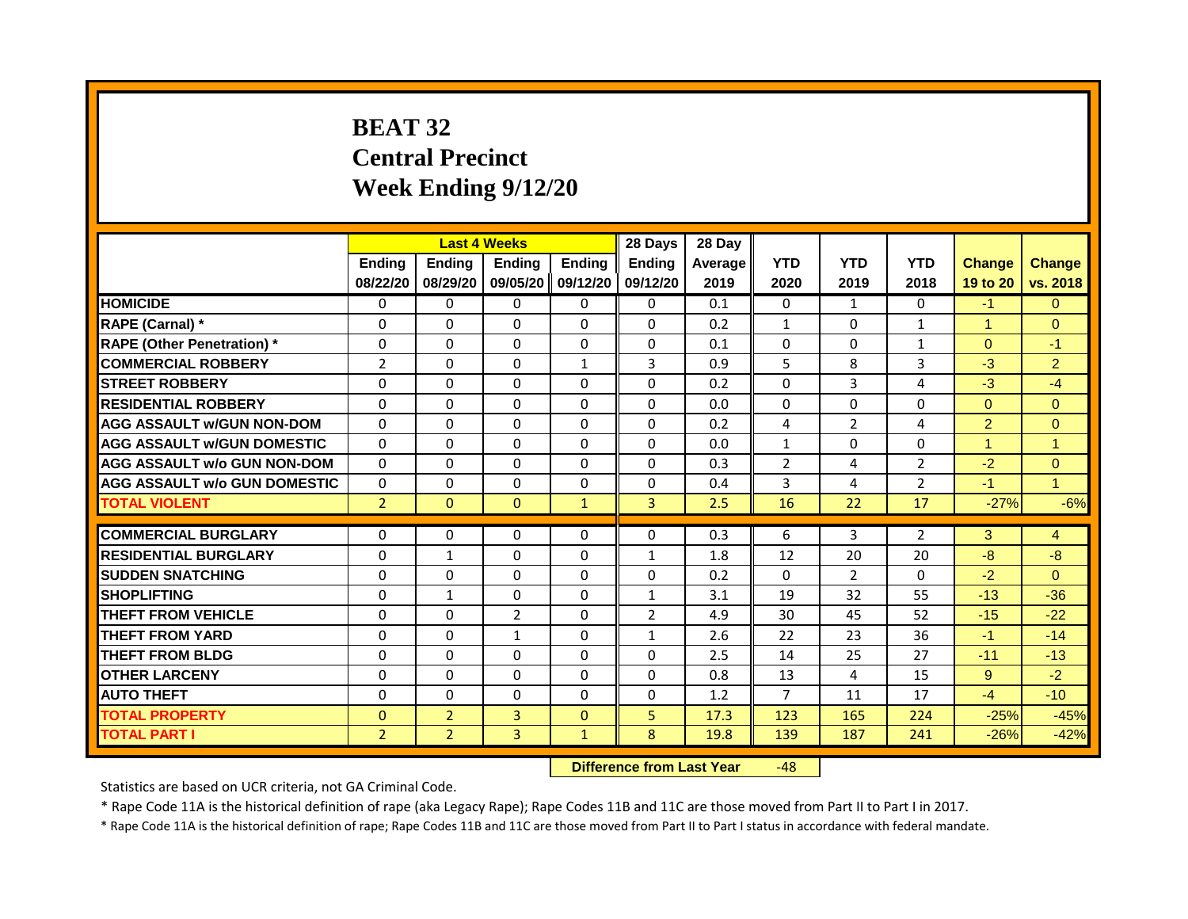# BEAT 32
# Central Precinct
# Week Ending 9/12/20

| | Last 4 Weeks | | | | 28 Days | 28 Day | | | | | |
|---|---|---|---|---|---|---|---|---|---|---|---|
| | Ending 08/22/20 | Ending 08/29/20 | Ending 09/05/20 | Ending 09/12/20 | Ending 09/12/20 | Average 2019 | YTD 2020 | YTD 2019 | YTD 2018 | Change 19 to 20 | Change vs. 2018 |
| **HOMICIDE** | 0 | 0 | 0 | 0 | 0 | 0.1 | 0 | 1 | 0 | -1 | 0 |
| **RAPE (Carnal) *** | 0 | 0 | 0 | 0 | 0 | 0.2 | 1 | 0 | 1 | 1 | 0 |
| **RAPE (Other Penetration) *** | 0 | 0 | 0 | 0 | 0 | 0.1 | 0 | 0 | 1 | 0 | -1 |
| **COMMERCIAL ROBBERY** | 2 | 0 | 0 | 1 | 3 | 0.9 | 5 | 8 | 3 | -3 | 2 |
| **STREET ROBBERY** | 0 | 0 | 0 | 0 | 0 | 0.2 | 0 | 3 | 4 | -3 | -4 |
| **RESIDENTIAL ROBBERY** | 0 | 0 | 0 | 0 | 0 | 0.0 | 0 | 0 | 0 | 0 | 0 |
| **AGG ASSAULT w/GUN NON-DOM** | 0 | 0 | 0 | 0 | 0 | 0.2 | 4 | 2 | 4 | 2 | 0 |
| **AGG ASSAULT w/GUN DOMESTIC** | 0 | 0 | 0 | 0 | 0 | 0.0 | 1 | 0 | 0 | 1 | 1 |
| **AGG ASSAULT w/o GUN NON-DOM** | 0 | 0 | 0 | 0 | 0 | 0.3 | 2 | 4 | 2 | -2 | 0 |
| **AGG ASSAULT w/o GUN DOMESTIC** | 0 | 0 | 0 | 0 | 0 | 0.4 | 3 | 4 | 2 | -1 | 1 |
| **TOTAL VIOLENT** | 2 | 0 | 0 | 1 | 3 | 2.5 | 16 | 22 | 17 | -27% | -6% |
| **COMMERCIAL BURGLARY** | 0 | 0 | 0 | 0 | 0 | 0.3 | 6 | 3 | 2 | 3 | 4 |
| **RESIDENTIAL BURGLARY** | 0 | 1 | 0 | 0 | 1 | 1.8 | 12 | 20 | 20 | -8 | -8 |
| **SUDDEN SNATCHING** | 0 | 0 | 0 | 0 | 0 | 0.2 | 0 | 2 | 0 | -2 | 0 |
| **SHOPLIFTING** | 0 | 1 | 0 | 0 | 1 | 3.1 | 19 | 32 | 55 | -13 | -36 |
| **THEFT FROM VEHICLE** | 0 | 0 | 2 | 0 | 2 | 4.9 | 30 | 45 | 52 | -15 | -22 |
| **THEFT FROM YARD** | 0 | 0 | 1 | 0 | 1 | 2.6 | 22 | 23 | 36 | -1 | -14 |
| **THEFT FROM BLDG** | 0 | 0 | 0 | 0 | 0 | 2.5 | 14 | 25 | 27 | -11 | -13 |
| **OTHER LARCENY** | 0 | 0 | 0 | 0 | 0 | 0.8 | 13 | 4 | 15 | 9 | -2 |
| **AUTO THEFT** | 0 | 0 | 0 | 0 | 0 | 1.2 | 7 | 11 | 17 | -4 | -10 |
| **TOTAL PROPERTY** | 0 | 2 | 3 | 0 | 5 | 17.3 | 123 | 165 | 224 | -25% | -45% |
| **TOTAL PART I** | 2 | 2 | 3 | 1 | 8 | 19.8 | 139 | 187 | 241 | -26% | -42% |

**Difference from Last Year** -48

Statistics are based on UCR criteria, not GA Criminal Code.

* Rape Code 11A is the historical definition of rape (aka Legacy Rape); Rape Codes 11B and 11C are those moved from Part II to Part I in 2017.

* Rape Code 11A is the historical definition of rape; Rape Codes 11B and 11C are those moved from Part II to Part I status in accordance with federal mandate.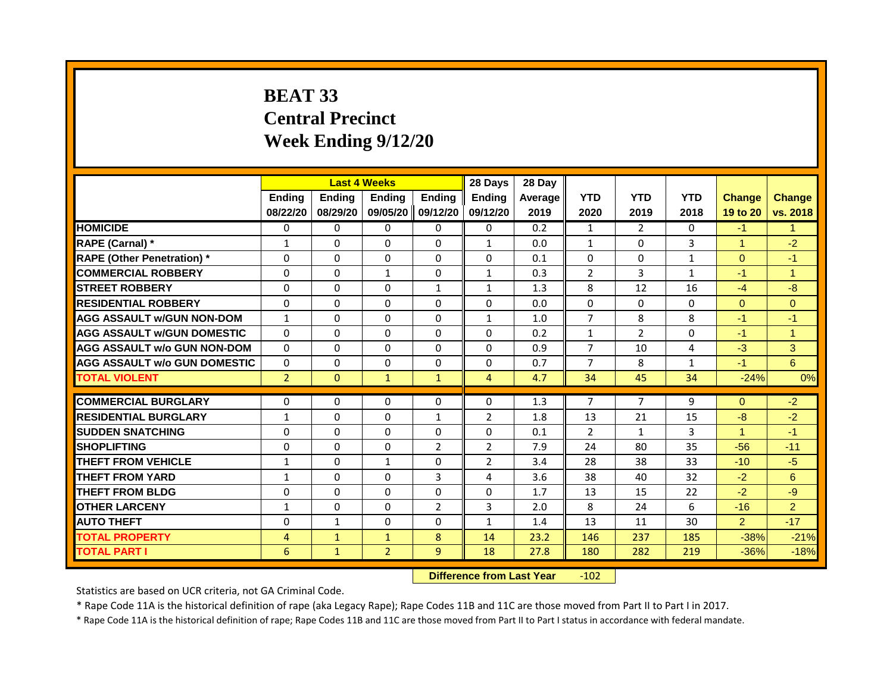# BEAT 33
# Central Precinct
# Week Ending 9/12/20

| | Last 4 Weeks | | | | 28 Days | 28 Day | | | | | |
|---|---|---|---|---|---|---|---|---|---|---|---|
| | Ending 08/22/20 | Ending 08/29/20 | Ending 09/05/20 | Ending 09/12/20 | Ending 09/12/20 | Average 2019 | YTD 2020 | YTD 2019 | YTD 2018 | Change 19 to 20 | Change vs. 2018 |
| HOMICIDE | 0 | 0 | 0 | 0 | 0 | 0.2 | 1 | 2 | 0 | -1 | 1 |
| RAPE (Carnal) * | 1 | 0 | 0 | 0 | 1 | 0.0 | 1 | 0 | 3 | 1 | -2 |
| RAPE (Other Penetration) * | 0 | 0 | 0 | 0 | 0 | 0.1 | 0 | 0 | 1 | 0 | -1 |
| COMMERCIAL ROBBERY | 0 | 0 | 1 | 0 | 1 | 0.3 | 2 | 3 | 1 | -1 | 1 |
| STREET ROBBERY | 0 | 0 | 0 | 1 | 1 | 1.3 | 8 | 12 | 16 | -4 | -8 |
| RESIDENTIAL ROBBERY | 0 | 0 | 0 | 0 | 0 | 0.0 | 0 | 0 | 0 | 0 | 0 |
| AGG ASSAULT w/GUN NON-DOM | 1 | 0 | 0 | 0 | 1 | 1.0 | 7 | 8 | 8 | -1 | -1 |
| AGG ASSAULT w/GUN DOMESTIC | 0 | 0 | 0 | 0 | 0 | 0.2 | 1 | 2 | 0 | -1 | 1 |
| AGG ASSAULT w/o GUN NON-DOM | 0 | 0 | 0 | 0 | 0 | 0.9 | 7 | 10 | 4 | -3 | 3 |
| AGG ASSAULT w/o GUN DOMESTIC | 0 | 0 | 0 | 0 | 0 | 0.7 | 7 | 8 | 1 | -1 | 6 |
| TOTAL VIOLENT | 2 | 0 | 1 | 1 | 4 | 4.7 | 34 | 45 | 34 | -24% | 0% |
| COMMERCIAL BURGLARY | 0 | 0 | 0 | 0 | 0 | 1.3 | 7 | 7 | 9 | 0 | -2 |
| RESIDENTIAL BURGLARY | 1 | 0 | 0 | 1 | 2 | 1.8 | 13 | 21 | 15 | -8 | -2 |
| SUDDEN SNATCHING | 0 | 0 | 0 | 0 | 0 | 0.1 | 2 | 1 | 3 | 1 | -1 |
| SHOPLIFTING | 0 | 0 | 0 | 2 | 2 | 7.9 | 24 | 80 | 35 | -56 | -11 |
| THEFT FROM VEHICLE | 1 | 0 | 1 | 0 | 2 | 3.4 | 28 | 38 | 33 | -10 | -5 |
| THEFT FROM YARD | 1 | 0 | 0 | 3 | 4 | 3.6 | 38 | 40 | 32 | -2 | 6 |
| THEFT FROM BLDG | 0 | 0 | 0 | 0 | 0 | 1.7 | 13 | 15 | 22 | -2 | -9 |
| OTHER LARCENY | 1 | 0 | 0 | 2 | 3 | 2.0 | 8 | 24 | 6 | -16 | 2 |
| AUTO THEFT | 0 | 1 | 0 | 0 | 1 | 1.4 | 13 | 11 | 30 | 2 | -17 |
| TOTAL PROPERTY | 4 | 1 | 1 | 8 | 14 | 23.2 | 146 | 237 | 185 | -38% | -21% |
| TOTAL PART I | 6 | 1 | 2 | 9 | 18 | 27.8 | 180 | 282 | 219 | -36% | -18% |

**Difference from Last Year** -102

Statistics are based on UCR criteria, not GA Criminal Code.

* Rape Code 11A is the historical definition of rape (aka Legacy Rape); Rape Codes 11B and 11C are those moved from Part II to Part I in 2017.

* Rape Code 11A is the historical definition of rape; Rape Codes 11B and 11C are those moved from Part II to Part I status in accordance with federal mandate.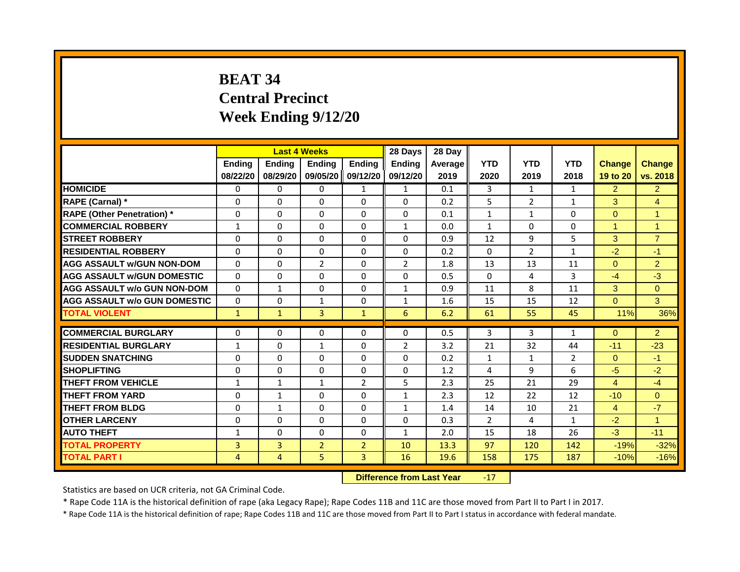# BEAT 34
## Central Precinct
## Week Ending 9/12/20

| | Last 4 Weeks | | | | 28 Days | 28 Day | | | | | |
|---|---|---|---|---|---|---|---|---|---|---|---|
| | Ending 08/22/20 | Ending 08/29/20 | Ending 09/05/20 | Ending 09/12/20 | Ending 09/12/20 | Average 2019 | YTD 2020 | YTD 2019 | YTD 2018 | Change 19 to 20 | Change vs. 2018 |
| HOMICIDE | 0 | 0 | 0 | 1 | 1 | 0.1 | 3 | 1 | 1 | 2 | 2 |
| RAPE (Carnal) * | 0 | 0 | 0 | 0 | 0 | 0.2 | 5 | 2 | 1 | 3 | 4 |
| RAPE (Other Penetration) * | 0 | 0 | 0 | 0 | 0 | 0.1 | 1 | 1 | 0 | 0 | 1 |
| COMMERCIAL ROBBERY | 1 | 0 | 0 | 0 | 1 | 0.0 | 1 | 0 | 0 | 1 | 1 |
| STREET ROBBERY | 0 | 0 | 0 | 0 | 0 | 0.9 | 12 | 9 | 5 | 3 | 7 |
| RESIDENTIAL ROBBERY | 0 | 0 | 0 | 0 | 0 | 0.2 | 0 | 2 | 1 | -2 | -1 |
| AGG ASSAULT w/GUN NON-DOM | 0 | 0 | 2 | 0 | 2 | 1.8 | 13 | 13 | 11 | 0 | 2 |
| AGG ASSAULT w/GUN DOMESTIC | 0 | 0 | 0 | 0 | 0 | 0.5 | 0 | 4 | 3 | -4 | -3 |
| AGG ASSAULT w/o GUN NON-DOM | 0 | 1 | 0 | 0 | 1 | 0.9 | 11 | 8 | 11 | 3 | 0 |
| AGG ASSAULT w/o GUN DOMESTIC | 0 | 0 | 1 | 0 | 1 | 1.6 | 15 | 15 | 12 | 0 | 3 |
| TOTAL VIOLENT | 1 | 1 | 3 | 1 | 6 | 6.2 | 61 | 55 | 45 | 11% | 36% |
| COMMERCIAL BURGLARY | 0 | 0 | 0 | 0 | 0 | 0.5 | 3 | 3 | 1 | 0 | 2 |
| RESIDENTIAL BURGLARY | 1 | 0 | 1 | 0 | 2 | 3.2 | 21 | 32 | 44 | -11 | -23 |
| SUDDEN SNATCHING | 0 | 0 | 0 | 0 | 0 | 0.2 | 1 | 1 | 2 | 0 | -1 |
| SHOPLIFTING | 0 | 0 | 0 | 0 | 0 | 1.2 | 4 | 9 | 6 | -5 | -2 |
| THEFT FROM VEHICLE | 1 | 1 | 1 | 2 | 5 | 2.3 | 25 | 21 | 29 | 4 | -4 |
| THEFT FROM YARD | 0 | 1 | 0 | 0 | 1 | 2.3 | 12 | 22 | 12 | -10 | 0 |
| THEFT FROM BLDG | 0 | 1 | 0 | 0 | 1 | 1.4 | 14 | 10 | 21 | 4 | -7 |
| OTHER LARCENY | 0 | 0 | 0 | 0 | 0 | 0.3 | 2 | 4 | 1 | -2 | 1 |
| AUTO THEFT | 1 | 0 | 0 | 0 | 1 | 2.0 | 15 | 18 | 26 | -3 | -11 |
| TOTAL PROPERTY | 3 | 3 | 2 | 2 | 10 | 13.3 | 97 | 120 | 142 | -19% | -32% |
| TOTAL PART I | 4 | 4 | 5 | 3 | 16 | 19.6 | 158 | 175 | 187 | -10% | -16% |

**Difference from Last Year** -17

Statistics are based on UCR criteria, not GA Criminal Code.

* Rape Code 11A is the historical definition of rape (aka Legacy Rape); Rape Codes 11B and 11C are those moved from Part II to Part I in 2017.

* Rape Code 11A is the historical definition of rape; Rape Codes 11B and 11C are those moved from Part II to Part I status in accordance with federal mandate.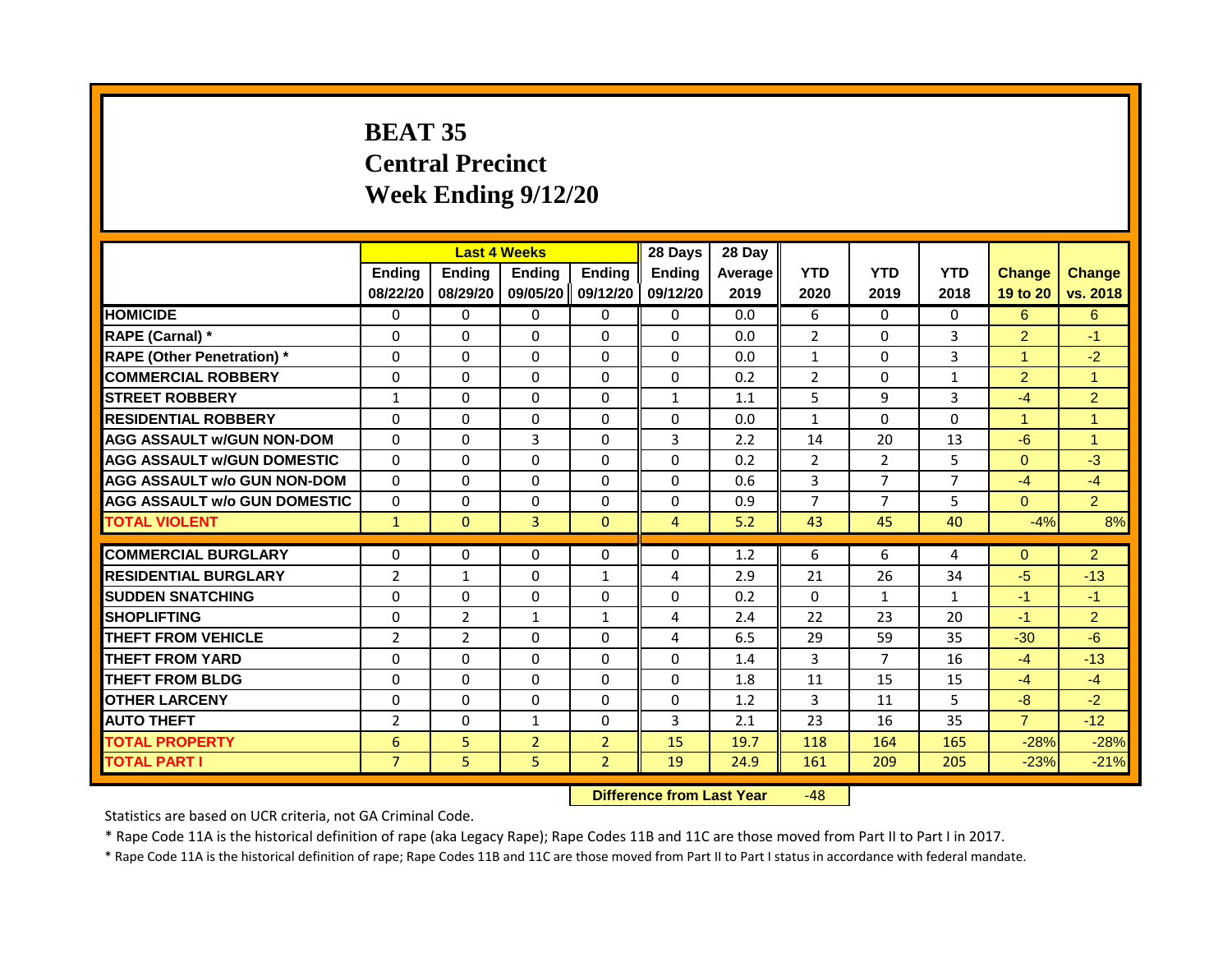# BEAT 35
## Central Precinct
## Week Ending 9/12/20

| | Last 4 Weeks | | | | 28 Days | 28 Day | | | | | |
|---|---|---|---|---|---|---|---|---|---|---|---|
| | Ending 08/22/20 | Ending 08/29/20 | Ending 09/05/20 | Ending 09/12/20 | Ending 09/12/20 | Average 2019 | YTD 2020 | YTD 2019 | YTD 2018 | Change 19 to 20 | Change vs. 2018 |
| HOMICIDE | 0 | 0 | 0 | 0 | 0 | 0.0 | 6 | 0 | 0 | 6 | 6 |
| RAPE (Carnal) * | 0 | 0 | 0 | 0 | 0 | 0.0 | 2 | 0 | 3 | 2 | -1 |
| RAPE (Other Penetration) * | 0 | 0 | 0 | 0 | 0 | 0.0 | 1 | 0 | 3 | 1 | -2 |
| COMMERCIAL ROBBERY | 0 | 0 | 0 | 0 | 0 | 0.2 | 2 | 0 | 1 | 2 | 1 |
| STREET ROBBERY | 1 | 0 | 0 | 0 | 1 | 1.1 | 5 | 9 | 3 | -4 | 2 |
| RESIDENTIAL ROBBERY | 0 | 0 | 0 | 0 | 0 | 0.0 | 1 | 0 | 0 | 1 | 1 |
| AGG ASSAULT w/GUN NON-DOM | 0 | 0 | 3 | 0 | 3 | 2.2 | 14 | 20 | 13 | -6 | 1 |
| AGG ASSAULT w/GUN DOMESTIC | 0 | 0 | 0 | 0 | 0 | 0.2 | 2 | 2 | 5 | 0 | -3 |
| AGG ASSAULT w/o GUN NON-DOM | 0 | 0 | 0 | 0 | 0 | 0.6 | 3 | 7 | 7 | -4 | -4 |
| AGG ASSAULT w/o GUN DOMESTIC | 0 | 0 | 0 | 0 | 0 | 0.9 | 7 | 7 | 5 | 0 | 2 |
| TOTAL VIOLENT | 1 | 0 | 3 | 0 | 4 | 5.2 | 43 | 45 | 40 | -4% | 8% |
| COMMERCIAL BURGLARY | 0 | 0 | 0 | 0 | 0 | 1.2 | 6 | 6 | 4 | 0 | 2 |
| RESIDENTIAL BURGLARY | 2 | 1 | 0 | 1 | 4 | 2.9 | 21 | 26 | 34 | -5 | -13 |
| SUDDEN SNATCHING | 0 | 0 | 0 | 0 | 0 | 0.2 | 0 | 1 | 1 | -1 | -1 |
| SHOPLIFTING | 0 | 2 | 1 | 1 | 4 | 2.4 | 22 | 23 | 20 | -1 | 2 |
| THEFT FROM VEHICLE | 2 | 2 | 0 | 0 | 4 | 6.5 | 29 | 59 | 35 | -30 | -6 |
| THEFT FROM YARD | 0 | 0 | 0 | 0 | 0 | 1.4 | 3 | 7 | 16 | -4 | -13 |
| THEFT FROM BLDG | 0 | 0 | 0 | 0 | 0 | 1.8 | 11 | 15 | 15 | -4 | -4 |
| OTHER LARCENY | 0 | 0 | 0 | 0 | 0 | 1.2 | 3 | 11 | 5 | -8 | -2 |
| AUTO THEFT | 2 | 0 | 1 | 0 | 3 | 2.1 | 23 | 16 | 35 | 7 | -12 |
| TOTAL PROPERTY | 6 | 5 | 2 | 2 | 15 | 19.7 | 118 | 164 | 165 | -28% | -28% |
| TOTAL PART I | 7 | 5 | 5 | 2 | 19 | 24.9 | 161 | 209 | 205 | -23% | -21% |

**Difference from Last Year** -48

Statistics are based on UCR criteria, not GA Criminal Code.

* Rape Code 11A is the historical definition of rape (aka Legacy Rape); Rape Codes 11B and 11C are those moved from Part II to Part I in 2017.

* Rape Code 11A is the historical definition of rape; Rape Codes 11B and 11C are those moved from Part II to Part I status in accordance with federal mandate.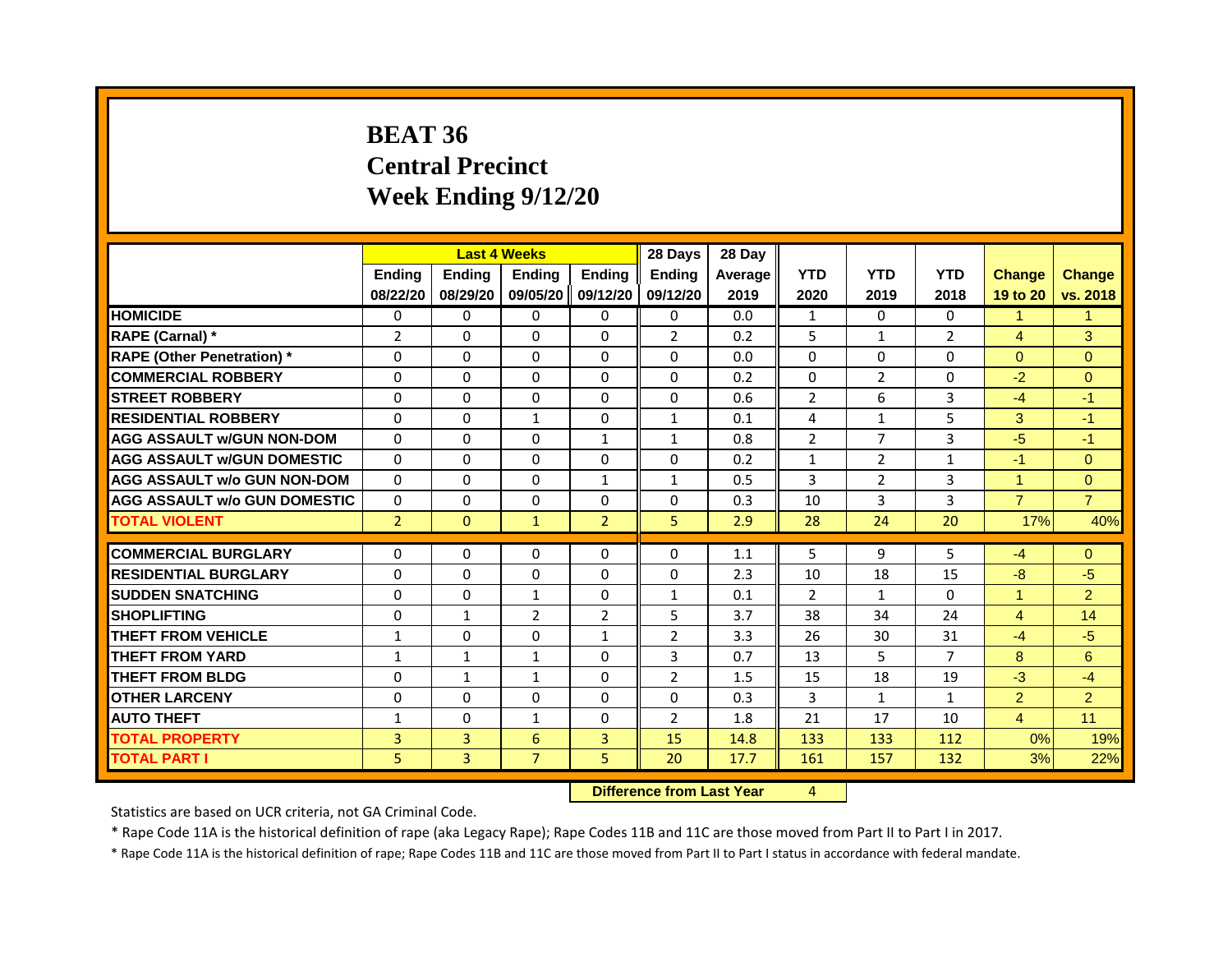# BEAT 36
# Central Precinct
# Week Ending 9/12/20

| | Last 4 Weeks | | | | 28 Days | 28 Day | | | | | |
|---|---|---|---|---|---|---|---|---|---|---|---|
| | Ending 08/22/20 | Ending 08/29/20 | Ending 09/05/20 | Ending 09/12/20 | Ending 09/12/20 | Average 2019 | YTD 2020 | YTD 2019 | YTD 2018 | Change 19 to 20 | Change vs. 2018 |
| **HOMICIDE** | 0 | 0 | 0 | 0 | 0 | 0.0 | 1 | 0 | 0 | 1 | 1 |
| **RAPE (Carnal) *** | 2 | 0 | 0 | 0 | 2 | 0.2 | 5 | 1 | 2 | 4 | 3 |
| **RAPE (Other Penetration) *** | 0 | 0 | 0 | 0 | 0 | 0.0 | 0 | 0 | 0 | 0 | 0 |
| **COMMERCIAL ROBBERY** | 0 | 0 | 0 | 0 | 0 | 0.2 | 0 | 2 | 0 | -2 | 0 |
| **STREET ROBBERY** | 0 | 0 | 0 | 0 | 0 | 0.6 | 2 | 6 | 3 | -4 | -1 |
| **RESIDENTIAL ROBBERY** | 0 | 0 | 1 | 0 | 1 | 0.1 | 4 | 1 | 5 | 3 | -1 |
| **AGG ASSAULT w/GUN NON-DOM** | 0 | 0 | 0 | 1 | 1 | 0.8 | 2 | 7 | 3 | -5 | -1 |
| **AGG ASSAULT w/GUN DOMESTIC** | 0 | 0 | 0 | 0 | 0 | 0.2 | 1 | 2 | 1 | -1 | 0 |
| **AGG ASSAULT w/o GUN NON-DOM** | 0 | 0 | 0 | 1 | 1 | 0.5 | 3 | 2 | 3 | 1 | 0 |
| **AGG ASSAULT w/o GUN DOMESTIC** | 0 | 0 | 0 | 0 | 0 | 0.3 | 10 | 3 | 3 | 7 | 7 |
| **TOTAL VIOLENT** | 2 | 0 | 1 | 2 | 5 | 2.9 | 28 | 24 | 20 | 17% | 40% |
| **COMMERCIAL BURGLARY** | 0 | 0 | 0 | 0 | 0 | 1.1 | 5 | 9 | 5 | -4 | 0 |
| **RESIDENTIAL BURGLARY** | 0 | 0 | 0 | 0 | 0 | 2.3 | 10 | 18 | 15 | -8 | -5 |
| **SUDDEN SNATCHING** | 0 | 0 | 1 | 0 | 1 | 0.1 | 2 | 1 | 0 | 1 | 2 |
| **SHOPLIFTING** | 0 | 1 | 2 | 2 | 5 | 3.7 | 38 | 34 | 24 | 4 | 14 |
| **THEFT FROM VEHICLE** | 1 | 0 | 0 | 1 | 2 | 3.3 | 26 | 30 | 31 | -4 | -5 |
| **THEFT FROM YARD** | 1 | 1 | 1 | 0 | 3 | 0.7 | 13 | 5 | 7 | 8 | 6 |
| **THEFT FROM BLDG** | 0 | 1 | 1 | 0 | 2 | 1.5 | 15 | 18 | 19 | -3 | -4 |
| **OTHER LARCENY** | 0 | 0 | 0 | 0 | 0 | 0.3 | 3 | 1 | 1 | 2 | 2 |
| **AUTO THEFT** | 1 | 0 | 1 | 0 | 2 | 1.8 | 21 | 17 | 10 | 4 | 11 |
| **TOTAL PROPERTY** | 3 | 3 | 6 | 3 | 15 | 14.8 | 133 | 133 | 112 | 0% | 19% |
| **TOTAL PART I** | 5 | 3 | 7 | 5 | 20 | 17.7 | 161 | 157 | 132 | 3% | 22% |

**Difference from Last Year** 4

Statistics are based on UCR criteria, not GA Criminal Code.

* Rape Code 11A is the historical definition of rape (aka Legacy Rape); Rape Codes 11B and 11C are those moved from Part II to Part I in 2017.

* Rape Code 11A is the historical definition of rape; Rape Codes 11B and 11C are those moved from Part II to Part I status in accordance with federal mandate.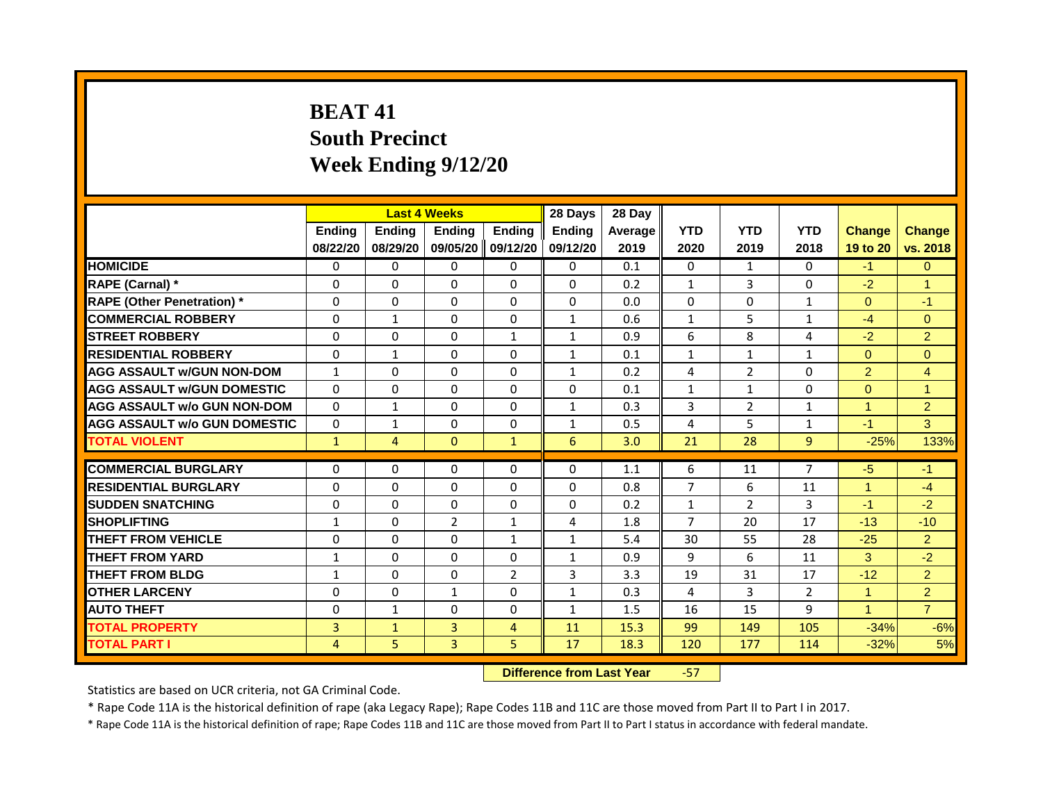# BEAT 41
## South Precinct
## Week Ending 9/12/20

| | Last 4 Weeks | | | | 28 Days | 28 Day | | | | | |
|---|---|---|---|---|---|---|---|---|---|---|---|
| | Ending 08/22/20 | Ending 08/29/20 | Ending 09/05/20 | Ending 09/12/20 | Ending 09/12/20 | Average 2019 | YTD 2020 | YTD 2019 | YTD 2018 | Change 19 to 20 | Change vs. 2018 |
| HOMICIDE | 0 | 0 | 0 | 0 | 0 | 0.1 | 0 | 1 | 0 | -1 | 0 |
| RAPE (Carnal) * | 0 | 0 | 0 | 0 | 0 | 0.2 | 1 | 3 | 0 | -2 | 1 |
| RAPE (Other Penetration) * | 0 | 0 | 0 | 0 | 0 | 0.0 | 0 | 0 | 1 | 0 | -1 |
| COMMERCIAL ROBBERY | 0 | 1 | 0 | 0 | 1 | 0.6 | 1 | 5 | 1 | -4 | 0 |
| STREET ROBBERY | 0 | 0 | 0 | 1 | 1 | 0.9 | 6 | 8 | 4 | -2 | 2 |
| RESIDENTIAL ROBBERY | 0 | 1 | 0 | 0 | 1 | 0.1 | 1 | 1 | 1 | 0 | 0 |
| AGG ASSAULT w/GUN NON-DOM | 1 | 0 | 0 | 0 | 1 | 0.2 | 4 | 2 | 0 | 2 | 4 |
| AGG ASSAULT w/GUN DOMESTIC | 0 | 0 | 0 | 0 | 0 | 0.1 | 1 | 1 | 0 | 0 | 1 |
| AGG ASSAULT w/o GUN NON-DOM | 0 | 1 | 0 | 0 | 1 | 0.3 | 3 | 2 | 1 | 1 | 2 |
| AGG ASSAULT w/o GUN DOMESTIC | 0 | 1 | 0 | 0 | 1 | 0.5 | 4 | 5 | 1 | -1 | 3 |
| TOTAL VIOLENT | 1 | 4 | 0 | 1 | 6 | 3.0 | 21 | 28 | 9 | -25% | 133% |
| COMMERCIAL BURGLARY | 0 | 0 | 0 | 0 | 0 | 1.1 | 6 | 11 | 7 | -5 | -1 |
| RESIDENTIAL BURGLARY | 0 | 0 | 0 | 0 | 0 | 0.8 | 7 | 6 | 11 | 1 | -4 |
| SUDDEN SNATCHING | 0 | 0 | 0 | 0 | 0 | 0.2 | 1 | 2 | 3 | -1 | -2 |
| SHOPLIFTING | 1 | 0 | 2 | 1 | 4 | 1.8 | 7 | 20 | 17 | -13 | -10 |
| THEFT FROM VEHICLE | 0 | 0 | 0 | 1 | 1 | 5.4 | 30 | 55 | 28 | -25 | 2 |
| THEFT FROM YARD | 1 | 0 | 0 | 0 | 1 | 0.9 | 9 | 6 | 11 | 3 | -2 |
| THEFT FROM BLDG | 1 | 0 | 0 | 2 | 3 | 3.3 | 19 | 31 | 17 | -12 | 2 |
| OTHER LARCENY | 0 | 0 | 1 | 0 | 1 | 0.3 | 4 | 3 | 2 | 1 | 2 |
| AUTO THEFT | 0 | 1 | 0 | 0 | 1 | 1.5 | 16 | 15 | 9 | 1 | 7 |
| TOTAL PROPERTY | 3 | 1 | 3 | 4 | 11 | 15.3 | 99 | 149 | 105 | -34% | -6% |
| TOTAL PART I | 4 | 5 | 3 | 5 | 17 | 18.3 | 120 | 177 | 114 | -32% | 5% |

**Difference from Last Year** -57

Statistics are based on UCR criteria, not GA Criminal Code.

* Rape Code 11A is the historical definition of rape (aka Legacy Rape); Rape Codes 11B and 11C are those moved from Part II to Part I in 2017.

* Rape Code 11A is the historical definition of rape; Rape Codes 11B and 11C are those moved from Part II to Part I status in accordance with federal mandate.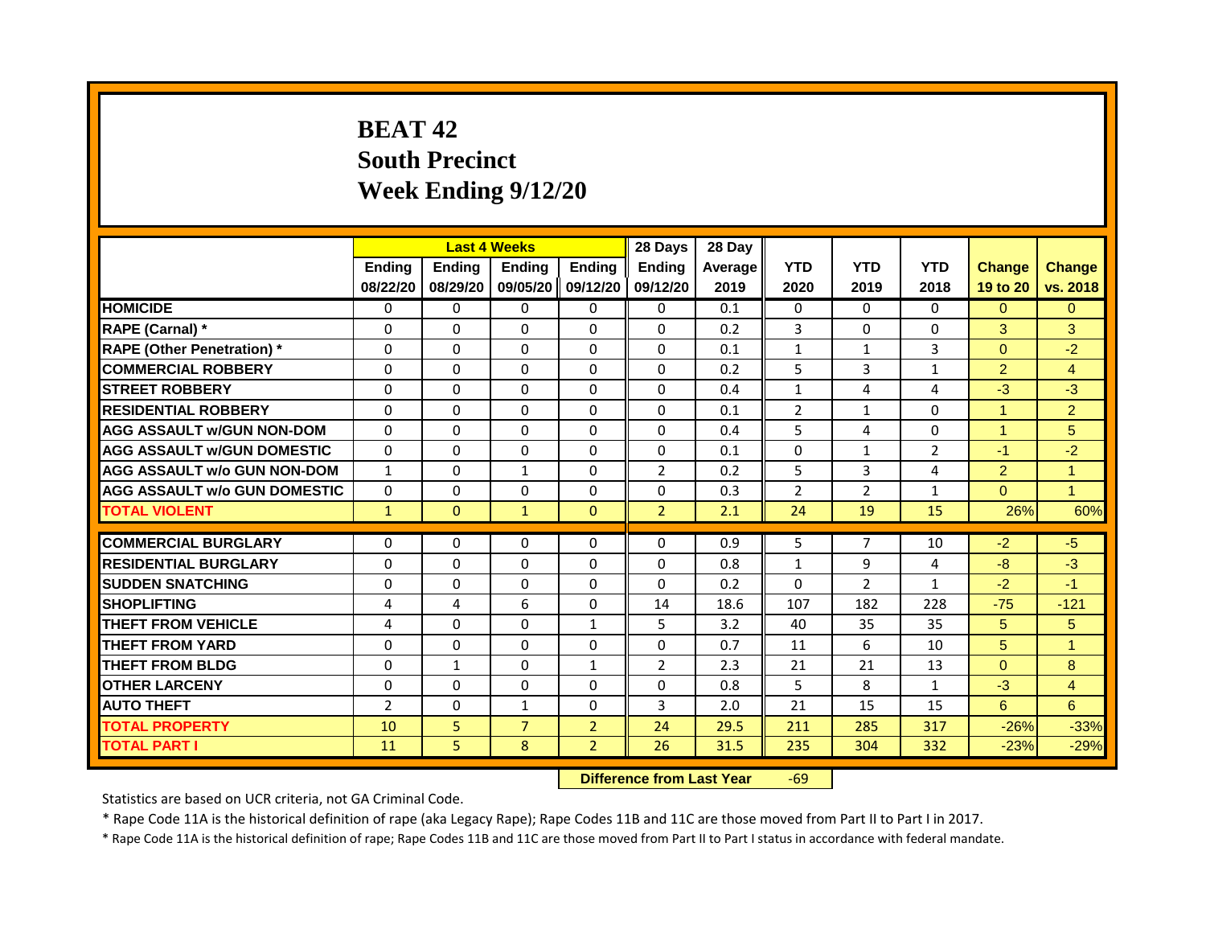# BEAT 42
# South Precinct
# Week Ending 9/12/20

| | Last 4 Weeks | | | | 28 Days | 28 Day | | | | | |
|---|---|---|---|---|---|---|---|---|---|---|---|
| | Ending 08/22/20 | Ending 08/29/20 | Ending 09/05/20 | Ending 09/12/20 | Ending 09/12/20 | Average 2019 | YTD 2020 | YTD 2019 | YTD 2018 | Change 19 to 20 | Change vs. 2018 |
| HOMICIDE | 0 | 0 | 0 | 0 | 0 | 0.1 | 0 | 0 | 0 | 0 | 0 |
| RAPE (Carnal) * | 0 | 0 | 0 | 0 | 0 | 0.2 | 3 | 0 | 0 | 3 | 3 |
| RAPE (Other Penetration) * | 0 | 0 | 0 | 0 | 0 | 0.1 | 1 | 1 | 3 | 0 | -2 |
| COMMERCIAL ROBBERY | 0 | 0 | 0 | 0 | 0 | 0.2 | 5 | 3 | 1 | 2 | 4 |
| STREET ROBBERY | 0 | 0 | 0 | 0 | 0 | 0.4 | 1 | 4 | 4 | -3 | -3 |
| RESIDENTIAL ROBBERY | 0 | 0 | 0 | 0 | 0 | 0.1 | 2 | 1 | 0 | 1 | 2 |
| AGG ASSAULT w/GUN NON-DOM | 0 | 0 | 0 | 0 | 0 | 0.4 | 5 | 4 | 0 | 1 | 5 |
| AGG ASSAULT w/GUN DOMESTIC | 0 | 0 | 0 | 0 | 0 | 0.1 | 0 | 1 | 2 | -1 | -2 |
| AGG ASSAULT w/o GUN NON-DOM | 1 | 0 | 1 | 0 | 2 | 0.2 | 5 | 3 | 4 | 2 | 1 |
| AGG ASSAULT w/o GUN DOMESTIC | 0 | 0 | 0 | 0 | 0 | 0.3 | 2 | 2 | 1 | 0 | 1 |
| TOTAL VIOLENT | 1 | 0 | 1 | 0 | 2 | 2.1 | 24 | 19 | 15 | 26% | 60% |
| COMMERCIAL BURGLARY | 0 | 0 | 0 | 0 | 0 | 0.9 | 5 | 7 | 10 | -2 | -5 |
| RESIDENTIAL BURGLARY | 0 | 0 | 0 | 0 | 0 | 0.8 | 1 | 9 | 4 | -8 | -3 |
| SUDDEN SNATCHING | 0 | 0 | 0 | 0 | 0 | 0.2 | 0 | 2 | 1 | -2 | -1 |
| SHOPLIFTING | 4 | 4 | 6 | 0 | 14 | 18.6 | 107 | 182 | 228 | -75 | -121 |
| THEFT FROM VEHICLE | 4 | 0 | 0 | 1 | 5 | 3.2 | 40 | 35 | 35 | 5 | 5 |
| THEFT FROM YARD | 0 | 0 | 0 | 0 | 0 | 0.7 | 11 | 6 | 10 | 5 | 1 |
| THEFT FROM BLDG | 0 | 1 | 0 | 1 | 2 | 2.3 | 21 | 21 | 13 | 0 | 8 |
| OTHER LARCENY | 0 | 0 | 0 | 0 | 0 | 0.8 | 5 | 8 | 1 | -3 | 4 |
| AUTO THEFT | 2 | 0 | 1 | 0 | 3 | 2.0 | 21 | 15 | 15 | 6 | 6 |
| TOTAL PROPERTY | 10 | 5 | 7 | 2 | 24 | 29.5 | 211 | 285 | 317 | -26% | -33% |
| TOTAL PART I | 11 | 5 | 8 | 2 | 26 | 31.5 | 235 | 304 | 332 | -23% | -29% |

**Difference from Last Year** -69

Statistics are based on UCR criteria, not GA Criminal Code.

* Rape Code 11A is the historical definition of rape (aka Legacy Rape); Rape Codes 11B and 11C are those moved from Part II to Part I in 2017.

* Rape Code 11A is the historical definition of rape; Rape Codes 11B and 11C are those moved from Part II to Part I status in accordance with federal mandate.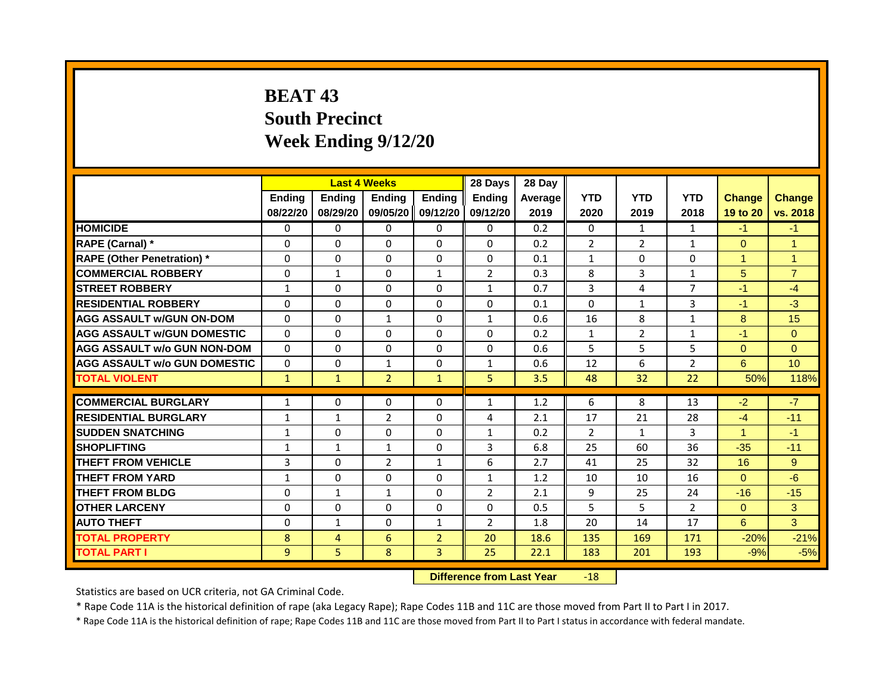# BEAT 43
## South Precinct
## Week Ending 9/12/20

| | Last 4 Weeks | | | | 28 Days | 28 Day | | | | | |
|---|---|---|---|---|---|---|---|---|---|---|---|
| | Ending 08/22/20 | Ending 08/29/20 | Ending 09/05/20 | Ending 09/12/20 | Ending 09/12/20 | Average 2019 | YTD 2020 | YTD 2019 | YTD 2018 | Change 19 to 20 | Change vs. 2018 |
| HOMICIDE | 0 | 0 | 0 | 0 | 0 | 0.2 | 0 | 1 | 1 | -1 | -1 |
| RAPE (Carnal) * | 0 | 0 | 0 | 0 | 0 | 0.2 | 2 | 2 | 1 | 0 | 1 |
| RAPE (Other Penetration) * | 0 | 0 | 0 | 0 | 0 | 0.1 | 1 | 0 | 0 | 1 | 1 |
| COMMERCIAL ROBBERY | 0 | 1 | 0 | 1 | 2 | 0.3 | 8 | 3 | 1 | 5 | 7 |
| STREET ROBBERY | 1 | 0 | 0 | 0 | 1 | 0.7 | 3 | 4 | 7 | -1 | -4 |
| RESIDENTIAL ROBBERY | 0 | 0 | 0 | 0 | 0 | 0.1 | 0 | 1 | 3 | -1 | -3 |
| AGG ASSAULT w/GUN ON-DOM | 0 | 0 | 1 | 0 | 1 | 0.6 | 16 | 8 | 1 | 8 | 15 |
| AGG ASSAULT w/GUN DOMESTIC | 0 | 0 | 0 | 0 | 0 | 0.2 | 1 | 2 | 1 | -1 | 0 |
| AGG ASSAULT w/o GUN NON-DOM | 0 | 0 | 0 | 0 | 0 | 0.6 | 5 | 5 | 5 | 0 | 0 |
| AGG ASSAULT w/o GUN DOMESTIC | 0 | 0 | 1 | 0 | 1 | 0.6 | 12 | 6 | 2 | 6 | 10 |
| TOTAL VIOLENT | 1 | 1 | 2 | 1 | 5 | 3.5 | 48 | 32 | 22 | 50% | 118% |
| COMMERCIAL BURGLARY | 1 | 0 | 0 | 0 | 1 | 1.2 | 6 | 8 | 13 | -2 | -7 |
| RESIDENTIAL BURGLARY | 1 | 1 | 2 | 0 | 4 | 2.1 | 17 | 21 | 28 | -4 | -11 |
| SUDDEN SNATCHING | 1 | 0 | 0 | 0 | 1 | 0.2 | 2 | 1 | 3 | 1 | -1 |
| SHOPLIFTING | 1 | 1 | 1 | 0 | 3 | 6.8 | 25 | 60 | 36 | -35 | -11 |
| THEFT FROM VEHICLE | 3 | 0 | 2 | 1 | 6 | 2.7 | 41 | 25 | 32 | 16 | 9 |
| THEFT FROM YARD | 1 | 0 | 0 | 0 | 1 | 1.2 | 10 | 10 | 16 | 0 | -6 |
| THEFT FROM BLDG | 0 | 1 | 1 | 0 | 2 | 2.1 | 9 | 25 | 24 | -16 | -15 |
| OTHER LARCENY | 0 | 0 | 0 | 0 | 0 | 0.5 | 5 | 5 | 2 | 0 | 3 |
| AUTO THEFT | 0 | 1 | 0 | 1 | 2 | 1.8 | 20 | 14 | 17 | 6 | 3 |
| TOTAL PROPERTY | 8 | 4 | 6 | 2 | 20 | 18.6 | 135 | 169 | 171 | -20% | -21% |
| TOTAL PART I | 9 | 5 | 8 | 3 | 25 | 22.1 | 183 | 201 | 193 | -9% | -5% |

**Difference from Last Year** -18

Statistics are based on UCR criteria, not GA Criminal Code.

* Rape Code 11A is the historical definition of rape (aka Legacy Rape); Rape Codes 11B and 11C are those moved from Part II to Part I in 2017.

* Rape Code 11A is the historical definition of rape; Rape Codes 11B and 11C are those moved from Part II to Part I status in accordance with federal mandate.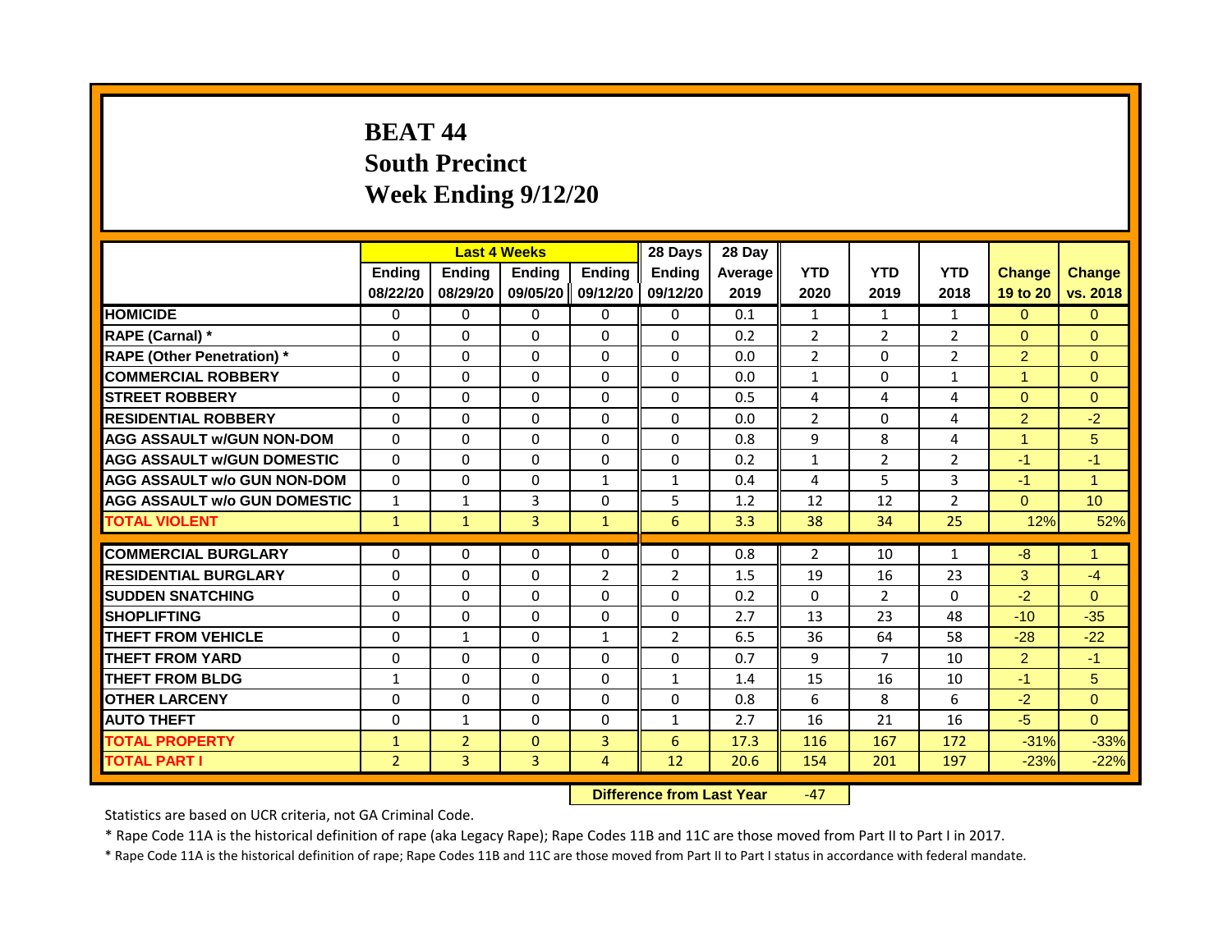# BEAT 44
## South Precinct
## Week Ending 9/12/20

| | Last 4 Weeks | | | | 28 Days | 28 Day | | | | | |
|---|---|---|---|---|---|---|---|---|---|---|---|
| | Ending 08/22/20 | Ending 08/29/20 | Ending 09/05/20 | Ending 09/12/20 | Ending 09/12/20 | Average 2019 | YTD 2020 | YTD 2019 | YTD 2018 | Change 19 to 20 | Change vs. 2018 |
| HOMICIDE | 0 | 0 | 0 | 0 | 0 | 0.1 | 1 | 1 | 1 | 0 | 0 |
| RAPE (Carnal) * | 0 | 0 | 0 | 0 | 0 | 0.2 | 2 | 2 | 2 | 0 | 0 |
| RAPE (Other Penetration) * | 0 | 0 | 0 | 0 | 0 | 0.0 | 2 | 0 | 2 | 2 | 0 |
| COMMERCIAL ROBBERY | 0 | 0 | 0 | 0 | 0 | 0.0 | 1 | 0 | 1 | 1 | 0 |
| STREET ROBBERY | 0 | 0 | 0 | 0 | 0 | 0.5 | 4 | 4 | 4 | 0 | 0 |
| RESIDENTIAL ROBBERY | 0 | 0 | 0 | 0 | 0 | 0.0 | 2 | 0 | 4 | 2 | -2 |
| AGG ASSAULT w/GUN NON-DOM | 0 | 0 | 0 | 0 | 0 | 0.8 | 9 | 8 | 4 | 1 | 5 |
| AGG ASSAULT w/GUN DOMESTIC | 0 | 0 | 0 | 0 | 0 | 0.2 | 1 | 2 | 2 | -1 | -1 |
| AGG ASSAULT w/o GUN NON-DOM | 0 | 0 | 0 | 1 | 1 | 0.4 | 4 | 5 | 3 | -1 | 1 |
| AGG ASSAULT w/o GUN DOMESTIC | 1 | 1 | 3 | 0 | 5 | 1.2 | 12 | 12 | 2 | 0 | 10 |
| TOTAL VIOLENT | 1 | 1 | 3 | 1 | 6 | 3.3 | 38 | 34 | 25 | 12% | 52% |
| COMMERCIAL BURGLARY | 0 | 0 | 0 | 0 | 0 | 0.8 | 2 | 10 | 1 | -8 | 1 |
| RESIDENTIAL BURGLARY | 0 | 0 | 0 | 2 | 2 | 1.5 | 19 | 16 | 23 | 3 | -4 |
| SUDDEN SNATCHING | 0 | 0 | 0 | 0 | 0 | 0.2 | 0 | 2 | 0 | -2 | 0 |
| SHOPLIFTING | 0 | 0 | 0 | 0 | 0 | 2.7 | 13 | 23 | 48 | -10 | -35 |
| THEFT FROM VEHICLE | 0 | 1 | 0 | 1 | 2 | 6.5 | 36 | 64 | 58 | -28 | -22 |
| THEFT FROM YARD | 0 | 0 | 0 | 0 | 0 | 0.7 | 9 | 7 | 10 | 2 | -1 |
| THEFT FROM BLDG | 1 | 0 | 0 | 0 | 1 | 1.4 | 15 | 16 | 10 | -1 | 5 |
| OTHER LARCENY | 0 | 0 | 0 | 0 | 0 | 0.8 | 6 | 8 | 6 | -2 | 0 |
| AUTO THEFT | 0 | 1 | 0 | 0 | 1 | 2.7 | 16 | 21 | 16 | -5 | 0 |
| TOTAL PROPERTY | 1 | 2 | 0 | 3 | 6 | 17.3 | 116 | 167 | 172 | -31% | -33% |
| TOTAL PART I | 2 | 3 | 3 | 4 | 12 | 20.6 | 154 | 201 | 197 | -23% | -22% |

**Difference from Last Year** -47

Statistics are based on UCR criteria, not GA Criminal Code.

* Rape Code 11A is the historical definition of rape (aka Legacy Rape); Rape Codes 11B and 11C are those moved from Part II to Part I in 2017.

* Rape Code 11A is the historical definition of rape; Rape Codes 11B and 11C are those moved from Part II to Part I status in accordance with federal mandate.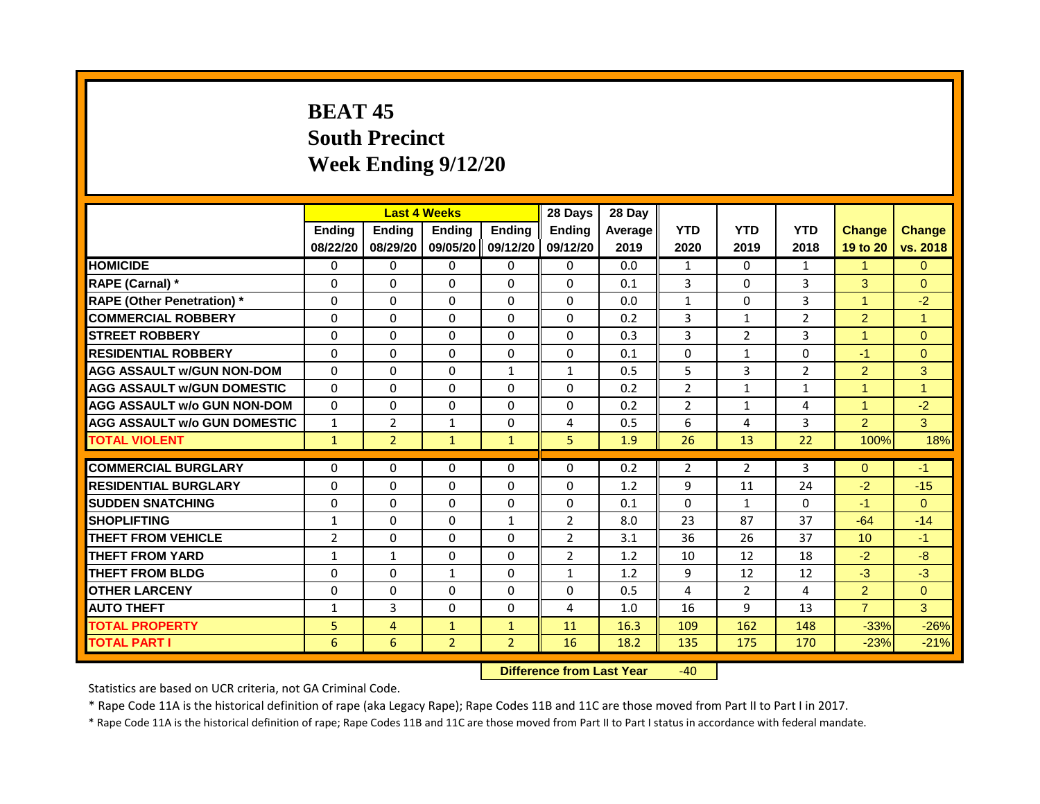# BEAT 45
# South Precinct
# Week Ending 9/12/20

| | Last 4 Weeks | | | | 28 Days | 28 Day | | | | | |
|---|---|---|---|---|---|---|---|---|---|---|---|
| | Ending 08/22/20 | Ending 08/29/20 | Ending 09/05/20 | Ending 09/12/20 | Ending 09/12/20 | Average 2019 | YTD 2020 | YTD 2019 | YTD 2018 | Change 19 to 20 | Change vs. 2018 |
| HOMICIDE | 0 | 0 | 0 | 0 | 0 | 0.0 | 1 | 0 | 1 | 1 | 0 |
| RAPE (Carnal) * | 0 | 0 | 0 | 0 | 0 | 0.1 | 3 | 0 | 3 | 3 | 0 |
| RAPE (Other Penetration) * | 0 | 0 | 0 | 0 | 0 | 0.0 | 1 | 0 | 3 | 1 | -2 |
| COMMERCIAL ROBBERY | 0 | 0 | 0 | 0 | 0 | 0.2 | 3 | 1 | 2 | 2 | 1 |
| STREET ROBBERY | 0 | 0 | 0 | 0 | 0 | 0.3 | 3 | 2 | 3 | 1 | 0 |
| RESIDENTIAL ROBBERY | 0 | 0 | 0 | 0 | 0 | 0.1 | 0 | 1 | 0 | -1 | 0 |
| AGG ASSAULT w/GUN NON-DOM | 0 | 0 | 0 | 1 | 1 | 0.5 | 5 | 3 | 2 | 2 | 3 |
| AGG ASSAULT w/GUN DOMESTIC | 0 | 0 | 0 | 0 | 0 | 0.2 | 2 | 1 | 1 | 1 | 1 |
| AGG ASSAULT w/o GUN NON-DOM | 0 | 0 | 0 | 0 | 0 | 0.2 | 2 | 1 | 4 | 1 | -2 |
| AGG ASSAULT w/o GUN DOMESTIC | 1 | 2 | 1 | 0 | 4 | 0.5 | 6 | 4 | 3 | 2 | 3 |
| TOTAL VIOLENT | 1 | 2 | 1 | 1 | 5 | 1.9 | 26 | 13 | 22 | 100% | 18% |
| COMMERCIAL BURGLARY | 0 | 0 | 0 | 0 | 0 | 0.2 | 2 | 2 | 3 | 0 | -1 |
| RESIDENTIAL BURGLARY | 0 | 0 | 0 | 0 | 0 | 1.2 | 9 | 11 | 24 | -2 | -15 |
| SUDDEN SNATCHING | 0 | 0 | 0 | 0 | 0 | 0.1 | 0 | 1 | 0 | -1 | 0 |
| SHOPLIFTING | 1 | 0 | 0 | 1 | 2 | 8.0 | 23 | 87 | 37 | -64 | -14 |
| THEFT FROM VEHICLE | 2 | 0 | 0 | 0 | 2 | 3.1 | 36 | 26 | 37 | 10 | -1 |
| THEFT FROM YARD | 1 | 1 | 0 | 0 | 2 | 1.2 | 10 | 12 | 18 | -2 | -8 |
| THEFT FROM BLDG | 0 | 0 | 1 | 0 | 1 | 1.2 | 9 | 12 | 12 | -3 | -3 |
| OTHER LARCENY | 0 | 0 | 0 | 0 | 0 | 0.5 | 4 | 2 | 4 | 2 | 0 |
| AUTO THEFT | 1 | 3 | 0 | 0 | 4 | 1.0 | 16 | 9 | 13 | 7 | 3 |
| TOTAL PROPERTY | 5 | 4 | 1 | 1 | 11 | 16.3 | 109 | 162 | 148 | -33% | -26% |
| TOTAL PART I | 6 | 6 | 2 | 2 | 16 | 18.2 | 135 | 175 | 170 | -23% | -21% |

**Difference from Last Year** -40

Statistics are based on UCR criteria, not GA Criminal Code.

* Rape Code 11A is the historical definition of rape (aka Legacy Rape); Rape Codes 11B and 11C are those moved from Part II to Part I in 2017.

* Rape Code 11A is the historical definition of rape; Rape Codes 11B and 11C are those moved from Part II to Part I status in accordance with federal mandate.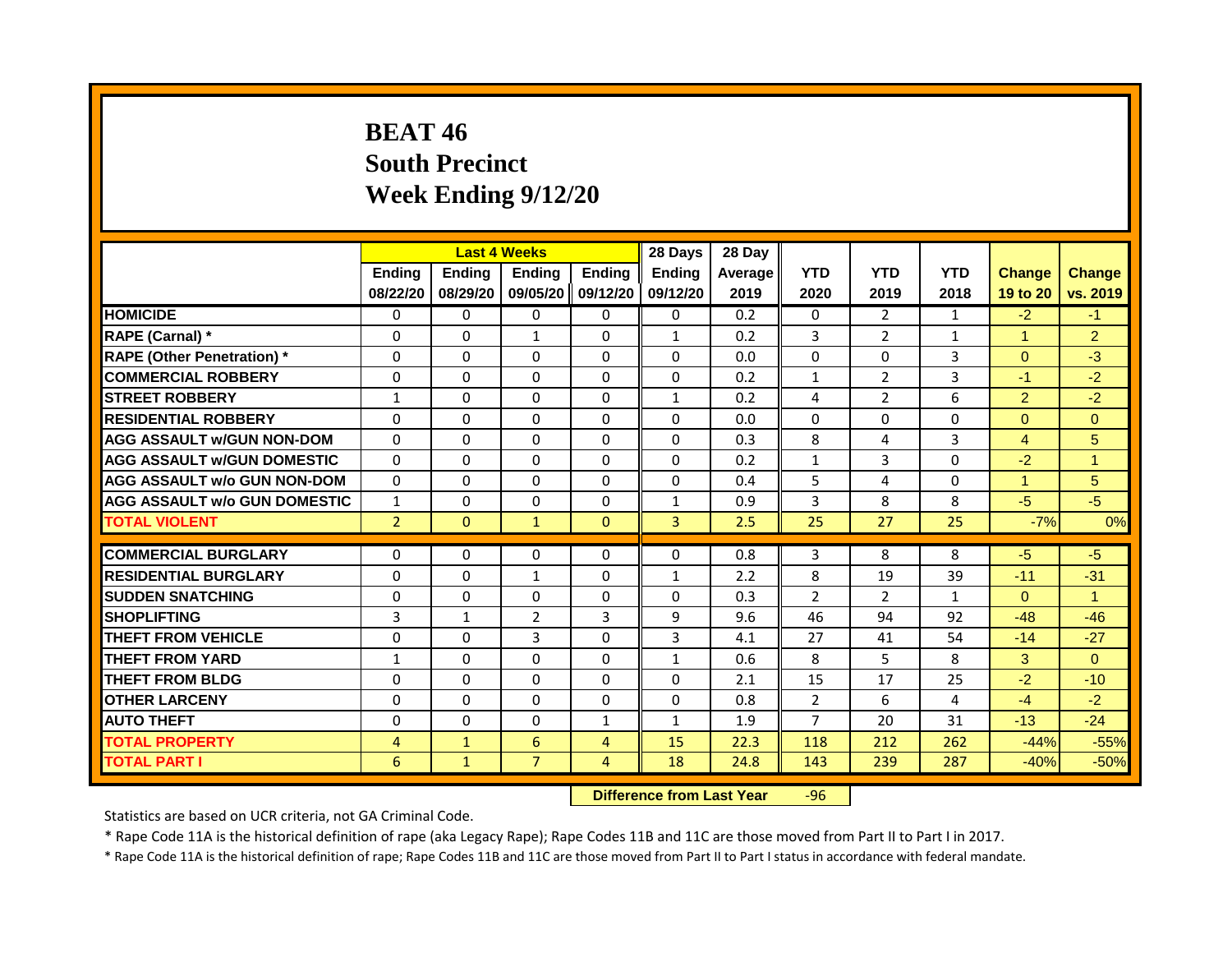# BEAT 46
## South Precinct
## Week Ending 9/12/20

| | Last 4 Weeks | | | | 28 Days | 28 Day | | | | | |
|---|---|---|---|---|---|---|---|---|---|---|---|
| | Ending 08/22/20 | Ending 08/29/20 | Ending 09/05/20 | Ending 09/12/20 | Ending 09/12/20 | Average 2019 | YTD 2020 | YTD 2019 | YTD 2018 | Change 19 to 20 | Change vs. 2019 |
| HOMICIDE | 0 | 0 | 0 | 0 | 0 | 0.2 | 0 | 2 | 1 | -2 | -1 |
| RAPE (Carnal) * | 0 | 0 | 1 | 0 | 1 | 0.2 | 3 | 2 | 1 | 1 | 2 |
| RAPE (Other Penetration) * | 0 | 0 | 0 | 0 | 0 | 0.0 | 0 | 0 | 3 | 0 | -3 |
| COMMERCIAL ROBBERY | 0 | 0 | 0 | 0 | 0 | 0.2 | 1 | 2 | 3 | -1 | -2 |
| STREET ROBBERY | 1 | 0 | 0 | 0 | 1 | 0.2 | 4 | 2 | 6 | 2 | -2 |
| RESIDENTIAL ROBBERY | 0 | 0 | 0 | 0 | 0 | 0.0 | 0 | 0 | 0 | 0 | 0 |
| AGG ASSAULT w/GUN NON-DOM | 0 | 0 | 0 | 0 | 0 | 0.3 | 8 | 4 | 3 | 4 | 5 |
| AGG ASSAULT w/GUN DOMESTIC | 0 | 0 | 0 | 0 | 0 | 0.2 | 1 | 3 | 0 | -2 | 1 |
| AGG ASSAULT w/o GUN NON-DOM | 0 | 0 | 0 | 0 | 0 | 0.4 | 5 | 4 | 0 | 1 | 5 |
| AGG ASSAULT w/o GUN DOMESTIC | 1 | 0 | 0 | 0 | 1 | 0.9 | 3 | 8 | 8 | -5 | -5 |
| TOTAL VIOLENT | 2 | 0 | 1 | 0 | 3 | 2.5 | 25 | 27 | 25 | -7% | 0% |
| COMMERCIAL BURGLARY | 0 | 0 | 0 | 0 | 0 | 0.8 | 3 | 8 | 8 | -5 | -5 |
| RESIDENTIAL BURGLARY | 0 | 0 | 1 | 0 | 1 | 2.2 | 8 | 19 | 39 | -11 | -31 |
| SUDDEN SNATCHING | 0 | 0 | 0 | 0 | 0 | 0.3 | 2 | 2 | 1 | 0 | 1 |
| SHOPLIFTING | 3 | 1 | 2 | 3 | 9 | 9.6 | 46 | 94 | 92 | -48 | -46 |
| THEFT FROM VEHICLE | 0 | 0 | 3 | 0 | 3 | 4.1 | 27 | 41 | 54 | -14 | -27 |
| THEFT FROM YARD | 1 | 0 | 0 | 0 | 1 | 0.6 | 8 | 5 | 8 | 3 | 0 |
| THEFT FROM BLDG | 0 | 0 | 0 | 0 | 0 | 2.1 | 15 | 17 | 25 | -2 | -10 |
| OTHER LARCENY | 0 | 0 | 0 | 0 | 0 | 0.8 | 2 | 6 | 4 | -4 | -2 |
| AUTO THEFT | 0 | 0 | 0 | 1 | 1 | 1.9 | 7 | 20 | 31 | -13 | -24 |
| TOTAL PROPERTY | 4 | 1 | 6 | 4 | 15 | 22.3 | 118 | 212 | 262 | -44% | -55% |
| TOTAL PART I | 6 | 1 | 7 | 4 | 18 | 24.8 | 143 | 239 | 287 | -40% | -50% |

**Difference from Last Year** -96

Statistics are based on UCR criteria, not GA Criminal Code.

* Rape Code 11A is the historical definition of rape (aka Legacy Rape); Rape Codes 11B and 11C are those moved from Part II to Part I in 2017.

* Rape Code 11A is the historical definition of rape; Rape Codes 11B and 11C are those moved from Part II to Part I status in accordance with federal mandate.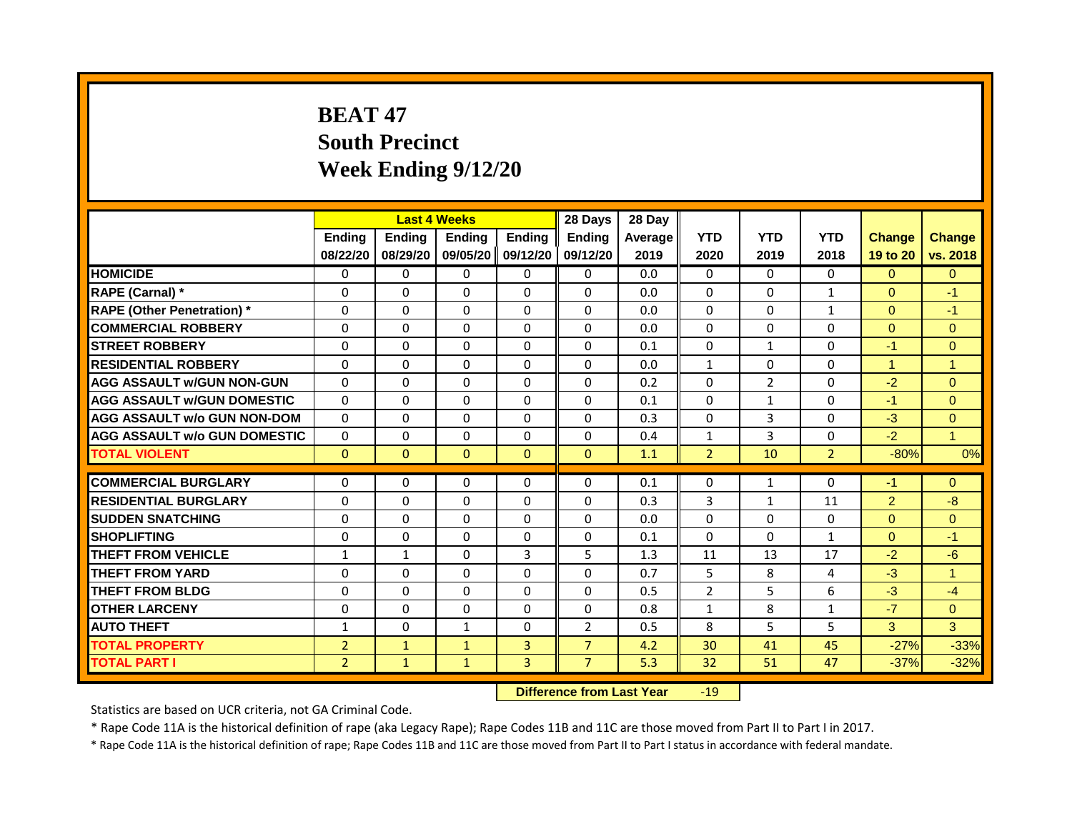# BEAT 47
## South Precinct
## Week Ending 9/12/20

| | Last 4 Weeks | | | | 28 Days | 28 Day | | | | | |
|---|---|---|---|---|---|---|---|---|---|---|---|
| | Ending 08/22/20 | Ending 08/29/20 | Ending 09/05/20 | Ending 09/12/20 | Ending 09/12/20 | Average 2019 | YTD 2020 | YTD 2019 | YTD 2018 | Change 19 to 20 | Change vs. 2018 |
| HOMICIDE | 0 | 0 | 0 | 0 | 0 | 0.0 | 0 | 0 | 0 | 0 | 0 |
| RAPE (Carnal) * | 0 | 0 | 0 | 0 | 0 | 0.0 | 0 | 0 | 1 | 0 | -1 |
| RAPE (Other Penetration) * | 0 | 0 | 0 | 0 | 0 | 0.0 | 0 | 0 | 1 | 0 | -1 |
| COMMERCIAL ROBBERY | 0 | 0 | 0 | 0 | 0 | 0.0 | 0 | 0 | 0 | 0 | 0 |
| STREET ROBBERY | 0 | 0 | 0 | 0 | 0 | 0.1 | 0 | 1 | 0 | -1 | 0 |
| RESIDENTIAL ROBBERY | 0 | 0 | 0 | 0 | 0 | 0.0 | 1 | 0 | 0 | 1 | 1 |
| AGG ASSAULT w/GUN NON-GUN | 0 | 0 | 0 | 0 | 0 | 0.2 | 0 | 2 | 0 | -2 | 0 |
| AGG ASSAULT w/GUN DOMESTIC | 0 | 0 | 0 | 0 | 0 | 0.1 | 0 | 1 | 0 | -1 | 0 |
| AGG ASSAULT w/o GUN NON-DOM | 0 | 0 | 0 | 0 | 0 | 0.3 | 0 | 3 | 0 | -3 | 0 |
| AGG ASSAULT w/o GUN DOMESTIC | 0 | 0 | 0 | 0 | 0 | 0.4 | 1 | 3 | 0 | -2 | 1 |
| TOTAL VIOLENT | 0 | 0 | 0 | 0 | 0 | 1.1 | 2 | 10 | 2 | -80% | 0% |
| COMMERCIAL BURGLARY | 0 | 0 | 0 | 0 | 0 | 0.1 | 0 | 1 | 0 | -1 | 0 |
| RESIDENTIAL BURGLARY | 0 | 0 | 0 | 0 | 0 | 0.3 | 3 | 1 | 11 | 2 | -8 |
| SUDDEN SNATCHING | 0 | 0 | 0 | 0 | 0 | 0.0 | 0 | 0 | 0 | 0 | 0 |
| SHOPLIFTING | 0 | 0 | 0 | 0 | 0 | 0.1 | 0 | 0 | 1 | 0 | -1 |
| THEFT FROM VEHICLE | 1 | 1 | 0 | 3 | 5 | 1.3 | 11 | 13 | 17 | -2 | -6 |
| THEFT FROM YARD | 0 | 0 | 0 | 0 | 0 | 0.7 | 5 | 8 | 4 | -3 | 1 |
| THEFT FROM BLDG | 0 | 0 | 0 | 0 | 0 | 0.5 | 2 | 5 | 6 | -3 | -4 |
| OTHER LARCENY | 0 | 0 | 0 | 0 | 0 | 0.8 | 1 | 8 | 1 | -7 | 0 |
| AUTO THEFT | 1 | 0 | 1 | 0 | 2 | 0.5 | 8 | 5 | 5 | 3 | 3 |
| TOTAL PROPERTY | 2 | 1 | 1 | 3 | 7 | 4.2 | 30 | 41 | 45 | -27% | -33% |
| TOTAL PART I | 2 | 1 | 1 | 3 | 7 | 5.3 | 32 | 51 | 47 | -37% | -32% |

**Difference from Last Year** -19

Statistics are based on UCR criteria, not GA Criminal Code.

* Rape Code 11A is the historical definition of rape (aka Legacy Rape); Rape Codes 11B and 11C are those moved from Part II to Part I in 2017.

* Rape Code 11A is the historical definition of rape; Rape Codes 11B and 11C are those moved from Part II to Part I status in accordance with federal mandate.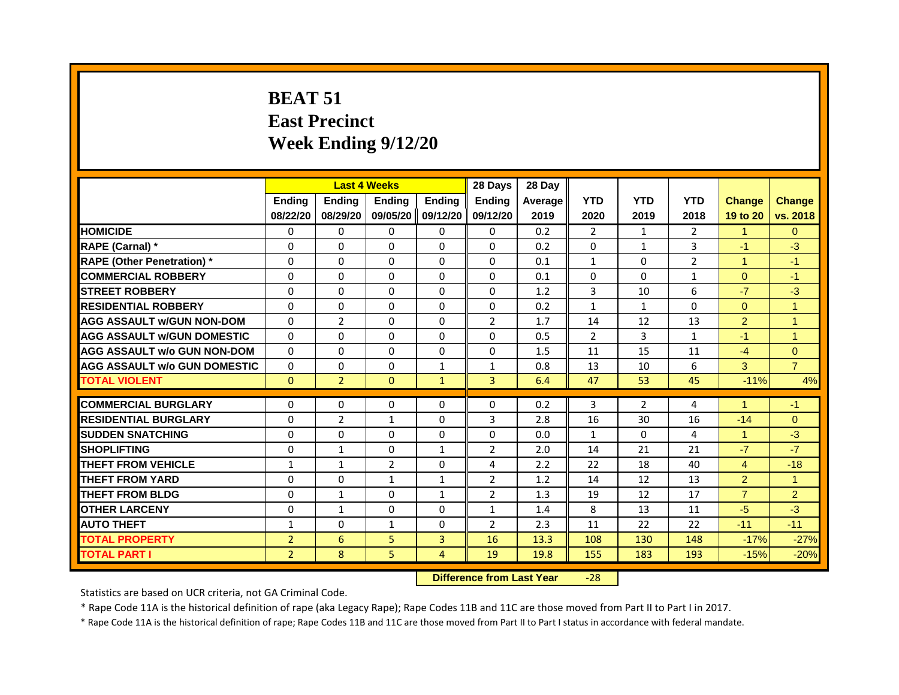# BEAT 51
## East Precinct
## Week Ending 9/12/20

| | Last 4 Weeks | | | | 28 Days | 28 Day | | | | | |
|---|---|---|---|---|---|---|---|---|---|---|---|
| | Ending 08/22/20 | Ending 08/29/20 | Ending 09/05/20 | Ending 09/12/20 | Ending 09/12/20 | Average 2019 | YTD 2020 | YTD 2019 | YTD 2018 | Change 19 to 20 | Change vs. 2018 |
| HOMICIDE | 0 | 0 | 0 | 0 | 0 | 0.2 | 2 | 1 | 2 | 1 | 0 |
| RAPE (Carnal) * | 0 | 0 | 0 | 0 | 0 | 0.2 | 0 | 1 | 3 | -1 | -3 |
| RAPE (Other Penetration) * | 0 | 0 | 0 | 0 | 0 | 0.1 | 1 | 0 | 2 | 1 | -1 |
| COMMERCIAL ROBBERY | 0 | 0 | 0 | 0 | 0 | 0.1 | 0 | 0 | 1 | 0 | -1 |
| STREET ROBBERY | 0 | 0 | 0 | 0 | 0 | 1.2 | 3 | 10 | 6 | -7 | -3 |
| RESIDENTIAL ROBBERY | 0 | 0 | 0 | 0 | 0 | 0.2 | 1 | 1 | 0 | 0 | 1 |
| AGG ASSAULT w/GUN NON-DOM | 0 | 2 | 0 | 0 | 2 | 1.7 | 14 | 12 | 13 | 2 | 1 |
| AGG ASSAULT w/GUN DOMESTIC | 0 | 0 | 0 | 0 | 0 | 0.5 | 2 | 3 | 1 | -1 | 1 |
| AGG ASSAULT w/o GUN NON-DOM | 0 | 0 | 0 | 0 | 0 | 1.5 | 11 | 15 | 11 | -4 | 0 |
| AGG ASSAULT w/o GUN DOMESTIC | 0 | 0 | 0 | 1 | 1 | 0.8 | 13 | 10 | 6 | 3 | 7 |
| TOTAL VIOLENT | 0 | 2 | 0 | 1 | 3 | 6.4 | 47 | 53 | 45 | -11% | 4% |
| COMMERCIAL BURGLARY | 0 | 0 | 0 | 0 | 0 | 0.2 | 3 | 2 | 4 | 1 | -1 |
| RESIDENTIAL BURGLARY | 0 | 2 | 1 | 0 | 3 | 2.8 | 16 | 30 | 16 | -14 | 0 |
| SUDDEN SNATCHING | 0 | 0 | 0 | 0 | 0 | 0.0 | 1 | 0 | 4 | 1 | -3 |
| SHOPLIFTING | 0 | 1 | 0 | 1 | 2 | 2.0 | 14 | 21 | 21 | -7 | -7 |
| THEFT FROM VEHICLE | 1 | 1 | 2 | 0 | 4 | 2.2 | 22 | 18 | 40 | 4 | -18 |
| THEFT FROM YARD | 0 | 0 | 1 | 1 | 2 | 1.2 | 14 | 12 | 13 | 2 | 1 |
| THEFT FROM BLDG | 0 | 1 | 0 | 1 | 2 | 1.3 | 19 | 12 | 17 | 7 | 2 |
| OTHER LARCENY | 0 | 1 | 0 | 0 | 1 | 1.4 | 8 | 13 | 11 | -5 | -3 |
| AUTO THEFT | 1 | 0 | 1 | 0 | 2 | 2.3 | 11 | 22 | 22 | -11 | -11 |
| TOTAL PROPERTY | 2 | 6 | 5 | 3 | 16 | 13.3 | 108 | 130 | 148 | -17% | -27% |
| TOTAL PART I | 2 | 8 | 5 | 4 | 19 | 19.8 | 155 | 183 | 193 | -15% | -20% |

**Difference from Last Year** -28

Statistics are based on UCR criteria, not GA Criminal Code.

* Rape Code 11A is the historical definition of rape (aka Legacy Rape); Rape Codes 11B and 11C are those moved from Part II to Part I in 2017.

* Rape Code 11A is the historical definition of rape; Rape Codes 11B and 11C are those moved from Part II to Part I status in accordance with federal mandate.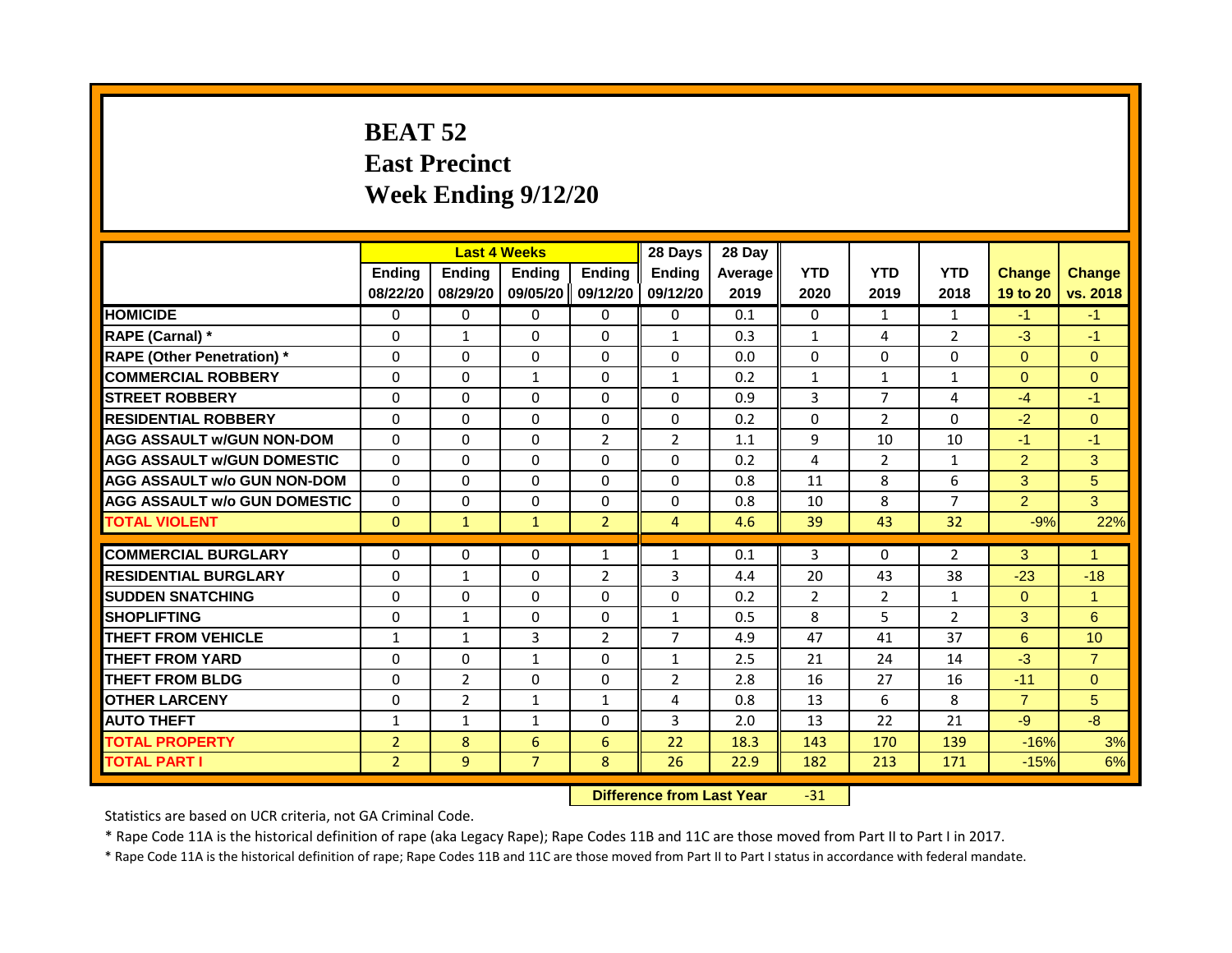# BEAT 52
# East Precinct
# Week Ending 9/12/20

| | Last 4 Weeks | | | | 28 Days | 28 Day | | | | | |
|---|---|---|---|---|---|---|---|---|---|---|---|
| | Ending 08/22/20 | Ending 08/29/20 | Ending 09/05/20 | Ending 09/12/20 | Ending 09/12/20 | Average 2019 | YTD 2020 | YTD 2019 | YTD 2018 | Change 19 to 20 | Change vs. 2018 |
| HOMICIDE | 0 | 0 | 0 | 0 | 0 | 0.1 | 0 | 1 | 1 | -1 | -1 |
| RAPE (Carnal) * | 0 | 1 | 0 | 0 | 1 | 0.3 | 1 | 4 | 2 | -3 | -1 |
| RAPE (Other Penetration) * | 0 | 0 | 0 | 0 | 0 | 0.0 | 0 | 0 | 0 | 0 | 0 |
| COMMERCIAL ROBBERY | 0 | 0 | 1 | 0 | 1 | 0.2 | 1 | 1 | 1 | 0 | 0 |
| STREET ROBBERY | 0 | 0 | 0 | 0 | 0 | 0.9 | 3 | 7 | 4 | -4 | -1 |
| RESIDENTIAL ROBBERY | 0 | 0 | 0 | 0 | 0 | 0.2 | 0 | 2 | 0 | -2 | 0 |
| AGG ASSAULT w/GUN NON-DOM | 0 | 0 | 0 | 2 | 2 | 1.1 | 9 | 10 | 10 | -1 | -1 |
| AGG ASSAULT w/GUN DOMESTIC | 0 | 0 | 0 | 0 | 0 | 0.2 | 4 | 2 | 1 | 2 | 3 |
| AGG ASSAULT w/o GUN NON-DOM | 0 | 0 | 0 | 0 | 0 | 0.8 | 11 | 8 | 6 | 3 | 5 |
| AGG ASSAULT w/o GUN DOMESTIC | 0 | 0 | 0 | 0 | 0 | 0.8 | 10 | 8 | 7 | 2 | 3 |
| TOTAL VIOLENT | 0 | 1 | 1 | 2 | 4 | 4.6 | 39 | 43 | 32 | -9% | 22% |
| COMMERCIAL BURGLARY | 0 | 0 | 0 | 1 | 1 | 0.1 | 3 | 0 | 2 | 3 | 1 |
| RESIDENTIAL BURGLARY | 0 | 1 | 0 | 2 | 3 | 4.4 | 20 | 43 | 38 | -23 | -18 |
| SUDDEN SNATCHING | 0 | 0 | 0 | 0 | 0 | 0.2 | 2 | 2 | 1 | 0 | 1 |
| SHOPLIFTING | 0 | 1 | 0 | 0 | 1 | 0.5 | 8 | 5 | 2 | 3 | 6 |
| THEFT FROM VEHICLE | 1 | 1 | 3 | 2 | 7 | 4.9 | 47 | 41 | 37 | 6 | 10 |
| THEFT FROM YARD | 0 | 0 | 1 | 0 | 1 | 2.5 | 21 | 24 | 14 | -3 | 7 |
| THEFT FROM BLDG | 0 | 2 | 0 | 0 | 2 | 2.8 | 16 | 27 | 16 | -11 | 0 |
| OTHER LARCENY | 0 | 2 | 1 | 1 | 4 | 0.8 | 13 | 6 | 8 | 7 | 5 |
| AUTO THEFT | 1 | 1 | 1 | 0 | 3 | 2.0 | 13 | 22 | 21 | -9 | -8 |
| TOTAL PROPERTY | 2 | 8 | 6 | 6 | 22 | 18.3 | 143 | 170 | 139 | -16% | 3% |
| TOTAL PART I | 2 | 9 | 7 | 8 | 26 | 22.9 | 182 | 213 | 171 | -15% | 6% |

**Difference from Last Year** -31

Statistics are based on UCR criteria, not GA Criminal Code.

* Rape Code 11A is the historical definition of rape (aka Legacy Rape); Rape Codes 11B and 11C are those moved from Part II to Part I in 2017.

* Rape Code 11A is the historical definition of rape; Rape Codes 11B and 11C are those moved from Part II to Part I status in accordance with federal mandate.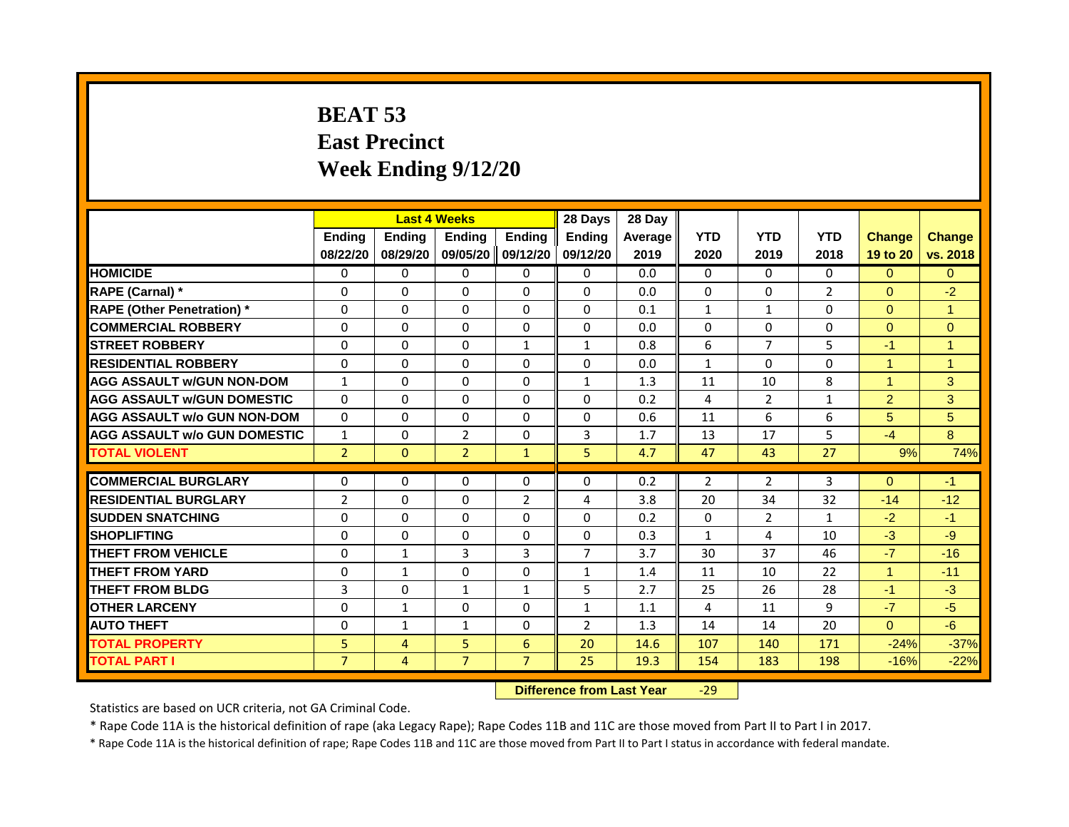# BEAT 53
# East Precinct
# Week Ending 9/12/20

| | Last 4 Weeks | | | | 28 Days | 28 Day | | | | | |
|---|---|---|---|---|---|---|---|---|---|---|---|
| | Ending 08/22/20 | Ending 08/29/20 | Ending 09/05/20 | Ending 09/12/20 | Ending 09/12/20 | Average 2019 | YTD 2020 | YTD 2019 | YTD 2018 | Change 19 to 20 | Change vs. 2018 |
| HOMICIDE | 0 | 0 | 0 | 0 | 0 | 0.0 | 0 | 0 | 0 | 0 | 0 |
| RAPE (Carnal) * | 0 | 0 | 0 | 0 | 0 | 0.0 | 0 | 0 | 2 | 0 | -2 |
| RAPE (Other Penetration) * | 0 | 0 | 0 | 0 | 0 | 0.1 | 1 | 1 | 0 | 0 | 1 |
| COMMERCIAL ROBBERY | 0 | 0 | 0 | 0 | 0 | 0.0 | 0 | 0 | 0 | 0 | 0 |
| STREET ROBBERY | 0 | 0 | 0 | 1 | 1 | 0.8 | 6 | 7 | 5 | -1 | 1 |
| RESIDENTIAL ROBBERY | 0 | 0 | 0 | 0 | 0 | 0.0 | 1 | 0 | 0 | 1 | 1 |
| AGG ASSAULT w/GUN NON-DOM | 1 | 0 | 0 | 0 | 1 | 1.3 | 11 | 10 | 8 | 1 | 3 |
| AGG ASSAULT w/GUN DOMESTIC | 0 | 0 | 0 | 0 | 0 | 0.2 | 4 | 2 | 1 | 2 | 3 |
| AGG ASSAULT w/o GUN NON-DOM | 0 | 0 | 0 | 0 | 0 | 0.6 | 11 | 6 | 6 | 5 | 5 |
| AGG ASSAULT w/o GUN DOMESTIC | 1 | 0 | 2 | 0 | 3 | 1.7 | 13 | 17 | 5 | -4 | 8 |
| TOTAL VIOLENT | 2 | 0 | 2 | 1 | 5 | 4.7 | 47 | 43 | 27 | 9% | 74% |
| COMMERCIAL BURGLARY | 0 | 0 | 0 | 0 | 0 | 0.2 | 2 | 2 | 3 | 0 | -1 |
| RESIDENTIAL BURGLARY | 2 | 0 | 0 | 2 | 4 | 3.8 | 20 | 34 | 32 | -14 | -12 |
| SUDDEN SNATCHING | 0 | 0 | 0 | 0 | 0 | 0.2 | 0 | 2 | 1 | -2 | -1 |
| SHOPLIFTING | 0 | 0 | 0 | 0 | 0 | 0.3 | 1 | 4 | 10 | -3 | -9 |
| THEFT FROM VEHICLE | 0 | 1 | 3 | 3 | 7 | 3.7 | 30 | 37 | 46 | -7 | -16 |
| THEFT FROM YARD | 0 | 1 | 0 | 0 | 1 | 1.4 | 11 | 10 | 22 | 1 | -11 |
| THEFT FROM BLDG | 3 | 0 | 1 | 1 | 5 | 2.7 | 25 | 26 | 28 | -1 | -3 |
| OTHER LARCENY | 0 | 1 | 0 | 0 | 1 | 1.1 | 4 | 11 | 9 | -7 | -5 |
| AUTO THEFT | 0 | 1 | 1 | 0 | 2 | 1.3 | 14 | 14 | 20 | 0 | -6 |
| TOTAL PROPERTY | 5 | 4 | 5 | 6 | 20 | 14.6 | 107 | 140 | 171 | -24% | -37% |
| TOTAL PART I | 7 | 4 | 7 | 7 | 25 | 19.3 | 154 | 183 | 198 | -16% | -22% |

**Difference from Last Year** -29

Statistics are based on UCR criteria, not GA Criminal Code.

* Rape Code 11A is the historical definition of rape (aka Legacy Rape); Rape Codes 11B and 11C are those moved from Part II to Part I in 2017.

* Rape Code 11A is the historical definition of rape; Rape Codes 11B and 11C are those moved from Part II to Part I status in accordance with federal mandate.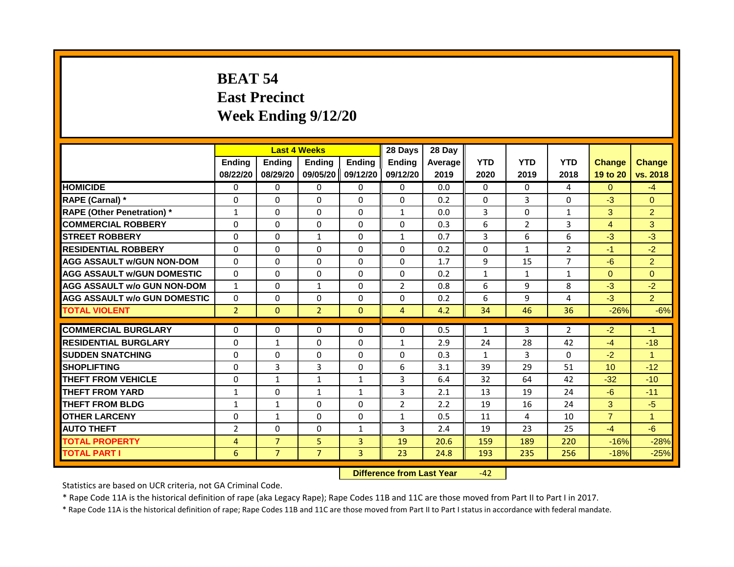# BEAT 54
# East Precinct
# Week Ending 9/12/20

| | Last 4 Weeks | | | | 28 Days | 28 Day | | | | | |
|---|---|---|---|---|---|---|---|---|---|---|---|
| | Ending 08/22/20 | Ending 08/29/20 | Ending 09/05/20 | Ending 09/12/20 | Ending 09/12/20 | Average 2019 | YTD 2020 | YTD 2019 | YTD 2018 | Change 19 to 20 | Change vs. 2018 |
| HOMICIDE | 0 | 0 | 0 | 0 | 0 | 0.0 | 0 | 0 | 4 | 0 | -4 |
| RAPE (Carnal) * | 0 | 0 | 0 | 0 | 0 | 0.2 | 0 | 3 | 0 | -3 | 0 |
| RAPE (Other Penetration) * | 1 | 0 | 0 | 0 | 1 | 0.0 | 3 | 0 | 1 | 3 | 2 |
| COMMERCIAL ROBBERY | 0 | 0 | 0 | 0 | 0 | 0.3 | 6 | 2 | 3 | 4 | 3 |
| STREET ROBBERY | 0 | 0 | 1 | 0 | 1 | 0.7 | 3 | 6 | 6 | -3 | -3 |
| RESIDENTIAL ROBBERY | 0 | 0 | 0 | 0 | 0 | 0.2 | 0 | 1 | 2 | -1 | -2 |
| AGG ASSAULT w/GUN NON-DOM | 0 | 0 | 0 | 0 | 0 | 1.7 | 9 | 15 | 7 | -6 | 2 |
| AGG ASSAULT w/GUN DOMESTIC | 0 | 0 | 0 | 0 | 0 | 0.2 | 1 | 1 | 1 | 0 | 0 |
| AGG ASSAULT w/o GUN NON-DOM | 1 | 0 | 1 | 0 | 2 | 0.8 | 6 | 9 | 8 | -3 | -2 |
| AGG ASSAULT w/o GUN DOMESTIC | 0 | 0 | 0 | 0 | 0 | 0.2 | 6 | 9 | 4 | -3 | 2 |
| TOTAL VIOLENT | 2 | 0 | 2 | 0 | 4 | 4.2 | 34 | 46 | 36 | -26% | -6% |
| COMMERCIAL BURGLARY | 0 | 0 | 0 | 0 | 0 | 0.5 | 1 | 3 | 2 | -2 | -1 |
| RESIDENTIAL BURGLARY | 0 | 1 | 0 | 0 | 1 | 2.9 | 24 | 28 | 42 | -4 | -18 |
| SUDDEN SNATCHING | 0 | 0 | 0 | 0 | 0 | 0.3 | 1 | 3 | 0 | -2 | 1 |
| SHOPLIFTING | 0 | 3 | 3 | 0 | 6 | 3.1 | 39 | 29 | 51 | 10 | -12 |
| THEFT FROM VEHICLE | 0 | 1 | 1 | 1 | 3 | 6.4 | 32 | 64 | 42 | -32 | -10 |
| THEFT FROM YARD | 1 | 0 | 1 | 1 | 3 | 2.1 | 13 | 19 | 24 | -6 | -11 |
| THEFT FROM BLDG | 1 | 1 | 0 | 0 | 2 | 2.2 | 19 | 16 | 24 | 3 | -5 |
| OTHER LARCENY | 0 | 1 | 0 | 0 | 1 | 0.5 | 11 | 4 | 10 | 7 | 1 |
| AUTO THEFT | 2 | 0 | 0 | 1 | 3 | 2.4 | 19 | 23 | 25 | -4 | -6 |
| TOTAL PROPERTY | 4 | 7 | 5 | 3 | 19 | 20.6 | 159 | 189 | 220 | -16% | -28% |
| TOTAL PART I | 6 | 7 | 7 | 3 | 23 | 24.8 | 193 | 235 | 256 | -18% | -25% |

**Difference from Last Year** -42

Statistics are based on UCR criteria, not GA Criminal Code.

* Rape Code 11A is the historical definition of rape (aka Legacy Rape); Rape Codes 11B and 11C are those moved from Part II to Part I in 2017.

* Rape Code 11A is the historical definition of rape; Rape Codes 11B and 11C are those moved from Part II to Part I status in accordance with federal mandate.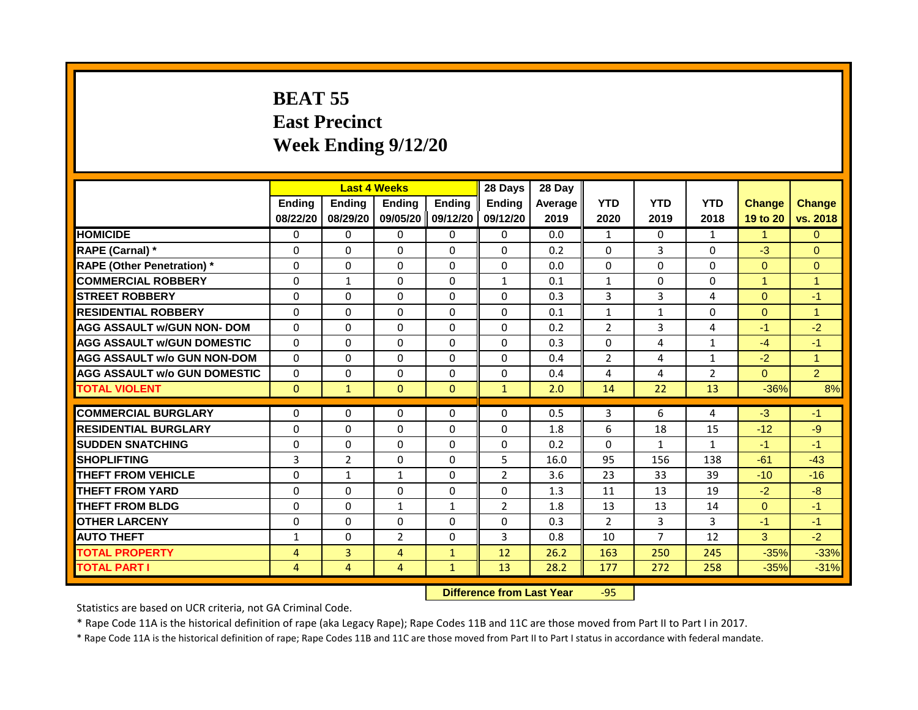# BEAT 55
## East Precinct
## Week Ending 9/12/20

| | Last 4 Weeks | | | | 28 Days | 28 Day | | | | | |
|---|---|---|---|---|---|---|---|---|---|---|---|
| | Ending 08/22/20 | Ending 08/29/20 | Ending 09/05/20 | Ending 09/12/20 | Ending 09/12/20 | Average 2019 | YTD 2020 | YTD 2019 | YTD 2018 | Change 19 to 20 | Change vs. 2018 |
| HOMICIDE | 0 | 0 | 0 | 0 | 0 | 0.0 | 1 | 0 | 1 | 1 | 0 |
| RAPE (Carnal) * | 0 | 0 | 0 | 0 | 0 | 0.2 | 0 | 3 | 0 | -3 | 0 |
| RAPE (Other Penetration) * | 0 | 0 | 0 | 0 | 0 | 0.0 | 0 | 0 | 0 | 0 | 0 |
| COMMERCIAL ROBBERY | 0 | 1 | 0 | 0 | 1 | 0.1 | 1 | 0 | 0 | 1 | 1 |
| STREET ROBBERY | 0 | 0 | 0 | 0 | 0 | 0.3 | 3 | 3 | 4 | 0 | -1 |
| RESIDENTIAL ROBBERY | 0 | 0 | 0 | 0 | 0 | 0.1 | 1 | 1 | 0 | 0 | 1 |
| AGG ASSAULT w/GUN NON- DOM | 0 | 0 | 0 | 0 | 0 | 0.2 | 2 | 3 | 4 | -1 | -2 |
| AGG ASSAULT w/GUN DOMESTIC | 0 | 0 | 0 | 0 | 0 | 0.3 | 0 | 4 | 1 | -4 | -1 |
| AGG ASSAULT w/o GUN NON-DOM | 0 | 0 | 0 | 0 | 0 | 0.4 | 2 | 4 | 1 | -2 | 1 |
| AGG ASSAULT w/o GUN DOMESTIC | 0 | 0 | 0 | 0 | 0 | 0.4 | 4 | 4 | 2 | 0 | 2 |
| TOTAL VIOLENT | 0 | 1 | 0 | 0 | 1 | 2.0 | 14 | 22 | 13 | -36% | 8% |
| COMMERCIAL BURGLARY | 0 | 0 | 0 | 0 | 0 | 0.5 | 3 | 6 | 4 | -3 | -1 |
| RESIDENTIAL BURGLARY | 0 | 0 | 0 | 0 | 0 | 1.8 | 6 | 18 | 15 | -12 | -9 |
| SUDDEN SNATCHING | 0 | 0 | 0 | 0 | 0 | 0.2 | 0 | 1 | 1 | -1 | -1 |
| SHOPLIFTING | 3 | 2 | 0 | 0 | 5 | 16.0 | 95 | 156 | 138 | -61 | -43 |
| THEFT FROM VEHICLE | 0 | 1 | 1 | 0 | 2 | 3.6 | 23 | 33 | 39 | -10 | -16 |
| THEFT FROM YARD | 0 | 0 | 0 | 0 | 0 | 1.3 | 11 | 13 | 19 | -2 | -8 |
| THEFT FROM BLDG | 0 | 0 | 1 | 1 | 2 | 1.8 | 13 | 13 | 14 | 0 | -1 |
| OTHER LARCENY | 0 | 0 | 0 | 0 | 0 | 0.3 | 2 | 3 | 3 | -1 | -1 |
| AUTO THEFT | 1 | 0 | 2 | 0 | 3 | 0.8 | 10 | 7 | 12 | 3 | -2 |
| TOTAL PROPERTY | 4 | 3 | 4 | 1 | 12 | 26.2 | 163 | 250 | 245 | -35% | -33% |
| TOTAL PART I | 4 | 4 | 4 | 1 | 13 | 28.2 | 177 | 272 | 258 | -35% | -31% |

**Difference from Last Year** -95

Statistics are based on UCR criteria, not GA Criminal Code.

* Rape Code 11A is the historical definition of rape (aka Legacy Rape); Rape Codes 11B and 11C are those moved from Part II to Part I in 2017.

* Rape Code 11A is the historical definition of rape; Rape Codes 11B and 11C are those moved from Part II to Part I status in accordance with federal mandate.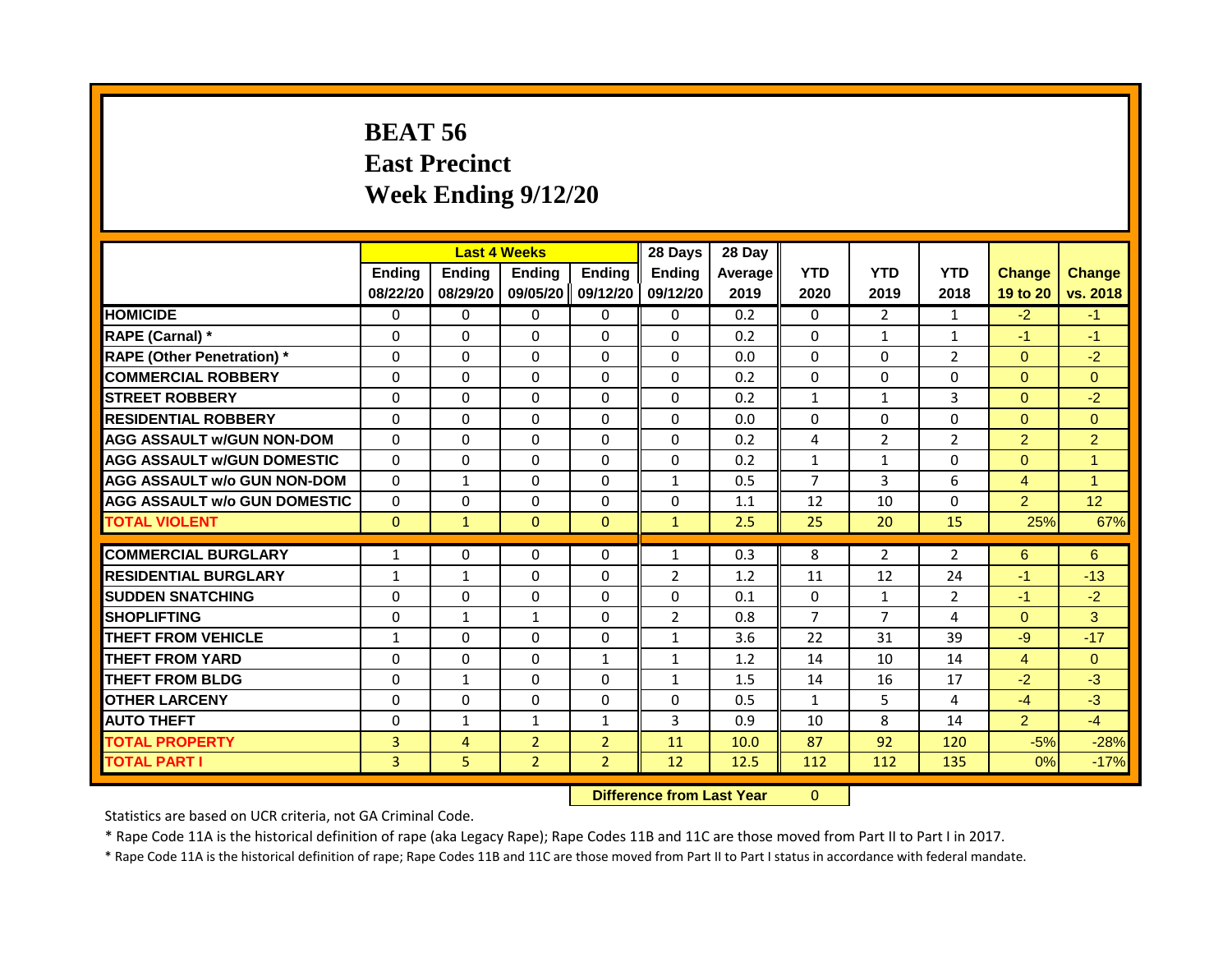# BEAT 56
# East Precinct
# Week Ending 9/12/20

| | Last 4 Weeks | | | | 28 Days | 28 Day | | | | | |
|---|---|---|---|---|---|---|---|---|---|---|---|
| | Ending 08/22/20 | Ending 08/29/20 | Ending 09/05/20 | Ending 09/12/20 | Ending 09/12/20 | Average 2019 | YTD 2020 | YTD 2019 | YTD 2018 | Change 19 to 20 | Change vs. 2018 |
| HOMICIDE | 0 | 0 | 0 | 0 | 0 | 0.2 | 0 | 2 | 1 | -2 | -1 |
| RAPE (Carnal) * | 0 | 0 | 0 | 0 | 0 | 0.2 | 0 | 1 | 1 | -1 | -1 |
| RAPE (Other Penetration) * | 0 | 0 | 0 | 0 | 0 | 0.0 | 0 | 0 | 2 | 0 | -2 |
| COMMERCIAL ROBBERY | 0 | 0 | 0 | 0 | 0 | 0.2 | 0 | 0 | 0 | 0 | 0 |
| STREET ROBBERY | 0 | 0 | 0 | 0 | 0 | 0.2 | 1 | 1 | 3 | 0 | -2 |
| RESIDENTIAL ROBBERY | 0 | 0 | 0 | 0 | 0 | 0.0 | 0 | 0 | 0 | 0 | 0 |
| AGG ASSAULT w/GUN NON-DOM | 0 | 0 | 0 | 0 | 0 | 0.2 | 4 | 2 | 2 | 2 | 2 |
| AGG ASSAULT w/GUN DOMESTIC | 0 | 0 | 0 | 0 | 0 | 0.2 | 1 | 1 | 0 | 0 | 1 |
| AGG ASSAULT w/o GUN NON-DOM | 0 | 1 | 0 | 0 | 1 | 0.5 | 7 | 3 | 6 | 4 | 1 |
| AGG ASSAULT w/o GUN DOMESTIC | 0 | 0 | 0 | 0 | 0 | 1.1 | 12 | 10 | 0 | 2 | 12 |
| TOTAL VIOLENT | 0 | 1 | 0 | 0 | 1 | 2.5 | 25 | 20 | 15 | 25% | 67% |
| COMMERCIAL BURGLARY | 1 | 0 | 0 | 0 | 1 | 0.3 | 8 | 2 | 2 | 6 | 6 |
| RESIDENTIAL BURGLARY | 1 | 1 | 0 | 0 | 2 | 1.2 | 11 | 12 | 24 | -1 | -13 |
| SUDDEN SNATCHING | 0 | 0 | 0 | 0 | 0 | 0.1 | 0 | 1 | 2 | -1 | -2 |
| SHOPLIFTING | 0 | 1 | 1 | 0 | 2 | 0.8 | 7 | 7 | 4 | 0 | 3 |
| THEFT FROM VEHICLE | 1 | 0 | 0 | 0 | 1 | 3.6 | 22 | 31 | 39 | -9 | -17 |
| THEFT FROM YARD | 0 | 0 | 0 | 1 | 1 | 1.2 | 14 | 10 | 14 | 4 | 0 |
| THEFT FROM BLDG | 0 | 1 | 0 | 0 | 1 | 1.5 | 14 | 16 | 17 | -2 | -3 |
| OTHER LARCENY | 0 | 0 | 0 | 0 | 0 | 0.5 | 1 | 5 | 4 | -4 | -3 |
| AUTO THEFT | 0 | 1 | 1 | 1 | 3 | 0.9 | 10 | 8 | 14 | 2 | -4 |
| TOTAL PROPERTY | 3 | 4 | 2 | 2 | 11 | 10.0 | 87 | 92 | 120 | -5% | -28% |
| TOTAL PART I | 3 | 5 | 2 | 2 | 12 | 12.5 | 112 | 112 | 135 | 0% | -17% |

**Difference from Last Year** 0

Statistics are based on UCR criteria, not GA Criminal Code.

* Rape Code 11A is the historical definition of rape (aka Legacy Rape); Rape Codes 11B and 11C are those moved from Part II to Part I in 2017.

* Rape Code 11A is the historical definition of rape; Rape Codes 11B and 11C are those moved from Part II to Part I status in accordance with federal mandate.